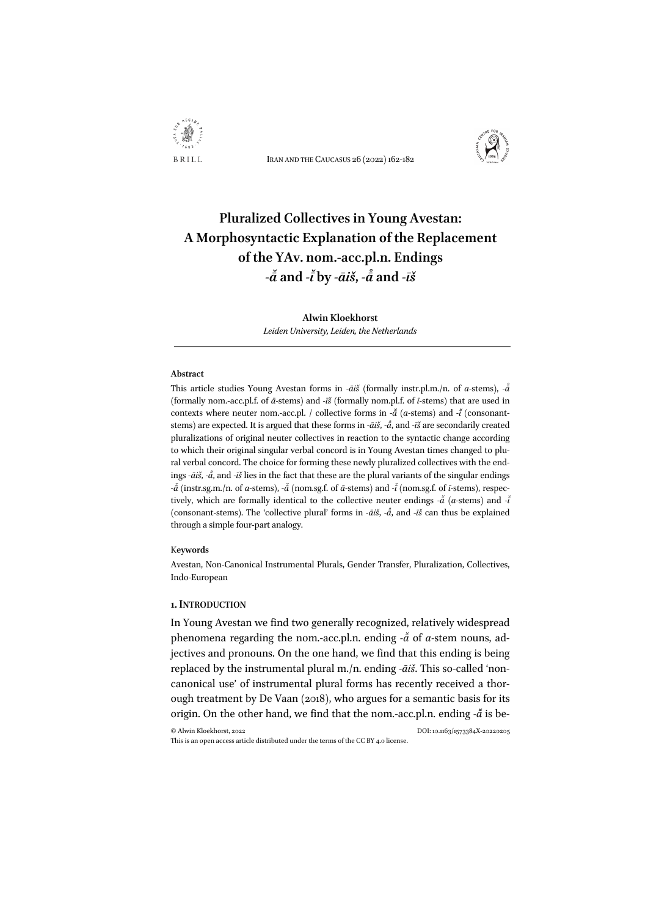# Pluralized Collectives in Young Avestan: A Morphosyntactic Explanation of the Replacement of the YAv. nom.-acc.pl.n. Endings -*ă* and -*ĭ* by -*āiš*, -*ą̊* and -*īš*

**Alwin Kloekhorst**

*Leiden University, Leiden, the Netherlands*

#### Abstract

This article studies Young Avestan forms in -*āiš* (formally instr.pl.m./n. of *a*-stems), -*ą̊* (formally nom.-acc.pl.f. of *ā*-stems) and -*īš* (formally nom.pl.f. of *ī*-stems) that are used in contexts where neuter nom.-acc.pl. / collective forms in -*ă* (*a*-stems) and -*ĭ* (consonant-stems) are expected. It is argued that these forms in -*āiš*, -*ą̊*, and -*īš* are secondarily created pluralizations of original neuter collectives in reaction to the syntactic change according to which their original singular verbal concord is in Young Avestan times changed to plural verbal concord. The choice for forming these newly pluralized collectives with the endings -*āiš*, -*ą̊*, and -*īš* lies in the fact that these are the plural variants of the singular endings -*ă* (instr.sg.m./n. of *a*-stems), -*ă* (nom.sg.f. of *ā*-stems) and -*ĭ* (nom.sg.f. of *ī*-stems), respectively, which are formally identical to the collective neuter endings -*ă* (*a*-stems) and -*ĭ* (consonant-stems). The 'collective plural' forms in -*āiš*, -*ą̊*, and -*īš* can thus be explained through a simple four-part analogy.

#### Keywords

Avestan, Non-Canonical Instrumental Plurals, Gender Transfer, Pluralization, Collectives, Indo-European

## 1. Introduction

In Young Avestan we find two generally recognized, relatively widespread phenomena regarding the nom.-acc.pl.n. ending -*ă* of *a*-stem nouns, adjectives and pronouns. On the one hand, we find that this ending is being replaced by the instrumental plural m./n. ending -*āiš*. This so-called 'non-canonical use' of instrumental plural forms has recently received a thorough treatment by De Vaan (2018), who argues for a semantic basis for its origin. On the other hand, we find that the nom.-acc.pl.n. ending -*ă* is be-

© Alwin Kloekhorst, 2022 DOI: 10.1163/1573384X-20220205

This is an open access article distributed under the terms of the CC BY 4.0 license.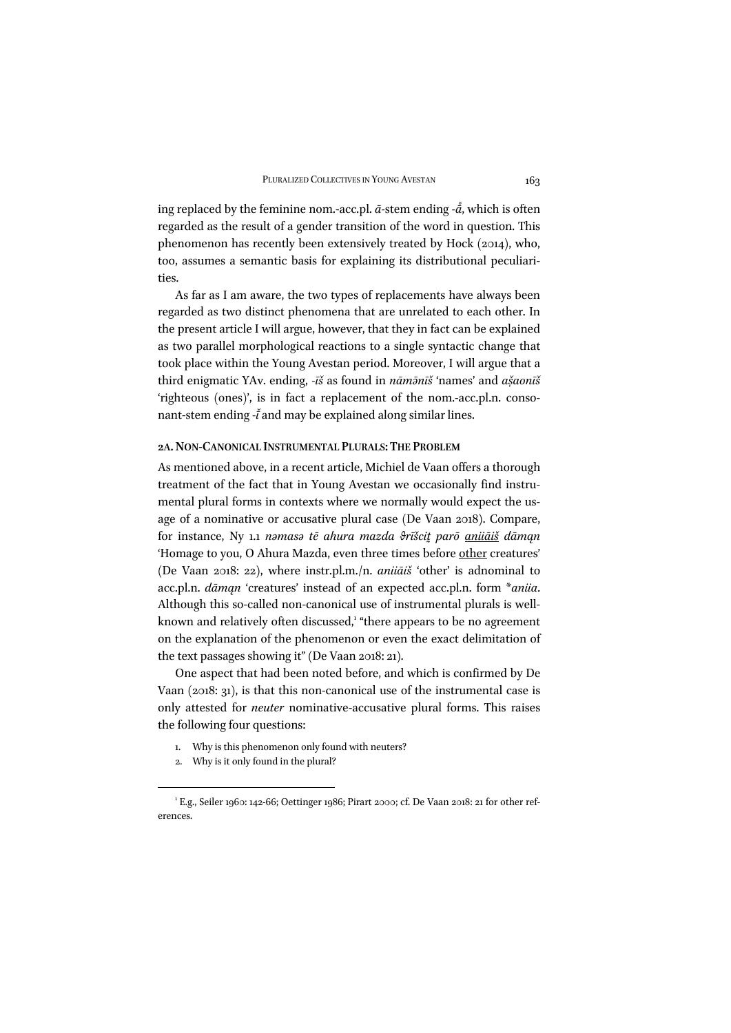ing replaced by the feminine nom.-acc.pl. *ā*-stem ending *-å̄*, which is often regarded as the result of a gender transition of the word in question. This phenomenon has recently been extensively treated by Hock (2014), who, too, assumes a semantic basis for explaining its distributional peculiarities.

As far as I am aware, the two types of replacements have always been regarded as two distinct phenomena that are unrelated to each other. In the present article I will argue, however, that they in fact can be explained as two parallel morphological reactions to a single syntactic change that took place within the Young Avestan period. Moreover, I will argue that a third enigmatic YAv. ending, *-īš* as found in *nāmənīš* 'names' and *ašaonīš* 'righteous (ones)', is in fact a replacement of the nom.-acc.pl.n. consonant-stem ending *-ĭ* and may be explained along similar lines.

## 2A. Non-Canonical Instrumental Plurals: The Problem

As mentioned above, in a recent article, Michiel de Vaan offers a thorough treatment of the fact that in Young Avestan we occasionally find instrumental plural forms in contexts where we normally would expect the usage of a nominative or accusative plural case (De Vaan 2018). Compare, for instance, Ny 1.1 *nəmasə tē ahura mazda ϑrīšcit̰ parō <u>aniiāiš</u> dāmąn* 'Homage to you, O Ahura Mazda, even three times before <u>other</u> creatures' (De Vaan 2018: 22), where instr.pl.m./n. *aniiāiš* 'other' is adnominal to acc.pl.n. *dāmąn* 'creatures' instead of an expected acc.pl.n. form \**aniia*. Although this so-called non-canonical use of instrumental plurals is well-known and relatively often discussed,[1] "there appears to be no agreement on the explanation of the phenomenon or even the exact delimitation of the text passages showing it" (De Vaan 2018: 21).

One aspect that had been noted before, and which is confirmed by De Vaan (2018: 31), is that this non-canonical use of the instrumental case is only attested for *neuter* nominative-accusative plural forms. This raises the following four questions:

1. Why is this phenomenon only found with neuters?
2. Why is it only found in the plural?

[1] E.g., Seiler 1960: 142-66; Oettinger 1986; Pirart 2000; cf. De Vaan 2018: 21 for other references.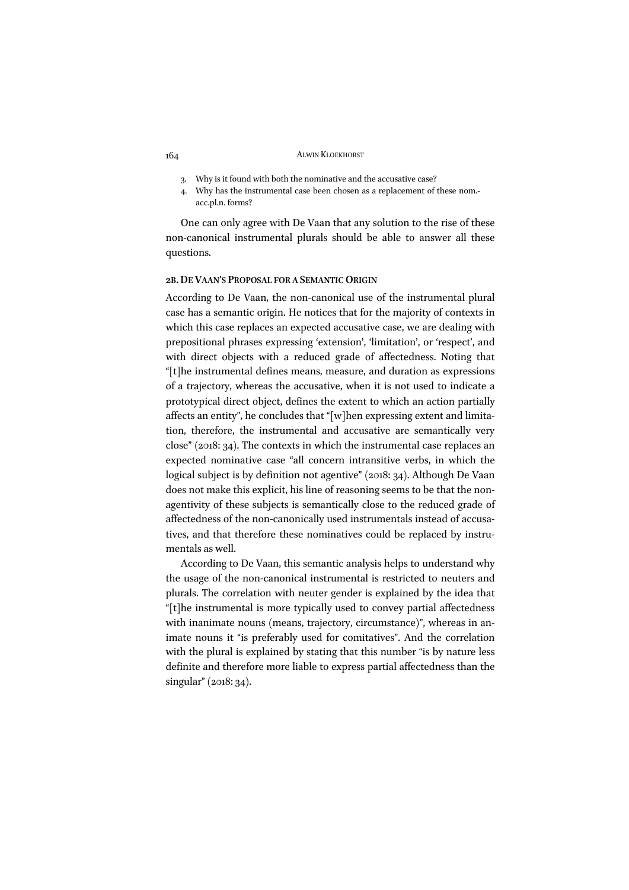3. Why is it found with both the nominative and the accusative case?
4. Why has the instrumental case been chosen as a replacement of these nom.-acc.pl.n. forms?

One can only agree with De Vaan that any solution to the rise of these non-canonical instrumental plurals should be able to answer all these questions.

### 2B. De Vaan's Proposal for a Semantic Origin

According to De Vaan, the non-canonical use of the instrumental plural case has a semantic origin. He notices that for the majority of contexts in which this case replaces an expected accusative case, we are dealing with prepositional phrases expressing 'extension', 'limitation', or 'respect', and with direct objects with a reduced grade of affectedness. Noting that "[t]he instrumental defines means, measure, and duration as expressions of a trajectory, whereas the accusative, when it is not used to indicate a prototypical direct object, defines the extent to which an action partially affects an entity", he concludes that "[w]hen expressing extent and limitation, therefore, the instrumental and accusative are semantically very close" (2018: 34). The contexts in which the instrumental case replaces an expected nominative case "all concern intransitive verbs, in which the logical subject is by definition not agentive" (2018: 34). Although De Vaan does not make this explicit, his line of reasoning seems to be that the non-agentivity of these subjects is semantically close to the reduced grade of affectedness of the non-canonically used instrumentals instead of accusatives, and that therefore these nominatives could be replaced by instrumentals as well.

According to De Vaan, this semantic analysis helps to understand why the usage of the non-canonical instrumental is restricted to neuters and plurals. The correlation with neuter gender is explained by the idea that "[t]he instrumental is more typically used to convey partial affectedness with inanimate nouns (means, trajectory, circumstance)", whereas in animate nouns it "is preferably used for comitatives". And the correlation with the plural is explained by stating that this number "is by nature less definite and therefore more liable to express partial affectedness than the singular" (2018: 34).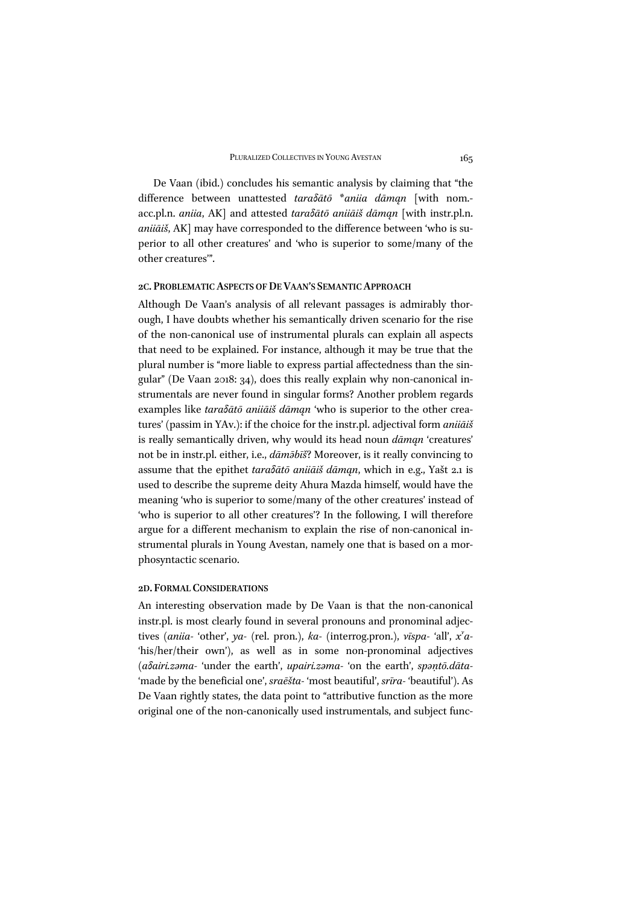De Vaan (ibid.) concludes his semantic analysis by claiming that "the difference between unattested *taraδātō \*aniia dāmąn* [with nom.-acc.pl.n. *aniia*, AK] and attested *taraδātō aniiāiš dāmąn* [with instr.pl.n. *aniiāiš*, AK] may have corresponded to the difference between 'who is superior to all other creatures' and 'who is superior to some/many of the other creatures'".

### 2C. Problematic Aspects of De Vaan's Semantic Approach

Although De Vaan's analysis of all relevant passages is admirably thorough, I have doubts whether his semantically driven scenario for the rise of the non-canonical use of instrumental plurals can explain all aspects that need to be explained. For instance, although it may be true that the plural number is "more liable to express partial affectedness than the singular" (De Vaan 2018: 34), does this really explain why non-canonical instrumentals are never found in singular forms? Another problem regards examples like *taraδātō aniiāiš dāmąn* 'who is superior to the other creatures' (passim in YAv.): if the choice for the instr.pl. adjectival form *aniiāiš* is really semantically driven, why would its head noun *dāmąn* 'creatures' not be in instr.pl. either, i.e., *dāmǝbīš*? Moreover, is it really convincing to assume that the epithet *taraδātō aniiāiš dāmąn*, which in e.g., Yašt 2.1 is used to describe the supreme deity Ahura Mazda himself, would have the meaning 'who is superior to some/many of the other creatures' instead of 'who is superior to all other creatures'? In the following, I will therefore argue for a different mechanism to explain the rise of non-canonical instrumental plurals in Young Avestan, namely one that is based on a morphosyntactic scenario.

### 2D. Formal Considerations

An interesting observation made by De Vaan is that the non-canonical instr.pl. is most clearly found in several pronouns and pronominal adjectives (*aniia-* 'other', *ya-* (rel. pron.), *ka-* (interrog.pron.), *vīspa-* 'all', *xᵛa-* 'his/her/their own'), as well as in some non-pronominal adjectives (*aδairi.zǝma-* 'under the earth', *upairi.zǝma-* 'on the earth', *spǝṇtō.dāta-* 'made by the beneficial one', *sraēšta-* 'most beautiful', *srīra-* 'beautiful'). As De Vaan rightly states, the data point to "attributive function as the more original one of the non-canonically used instrumentals, and subject func-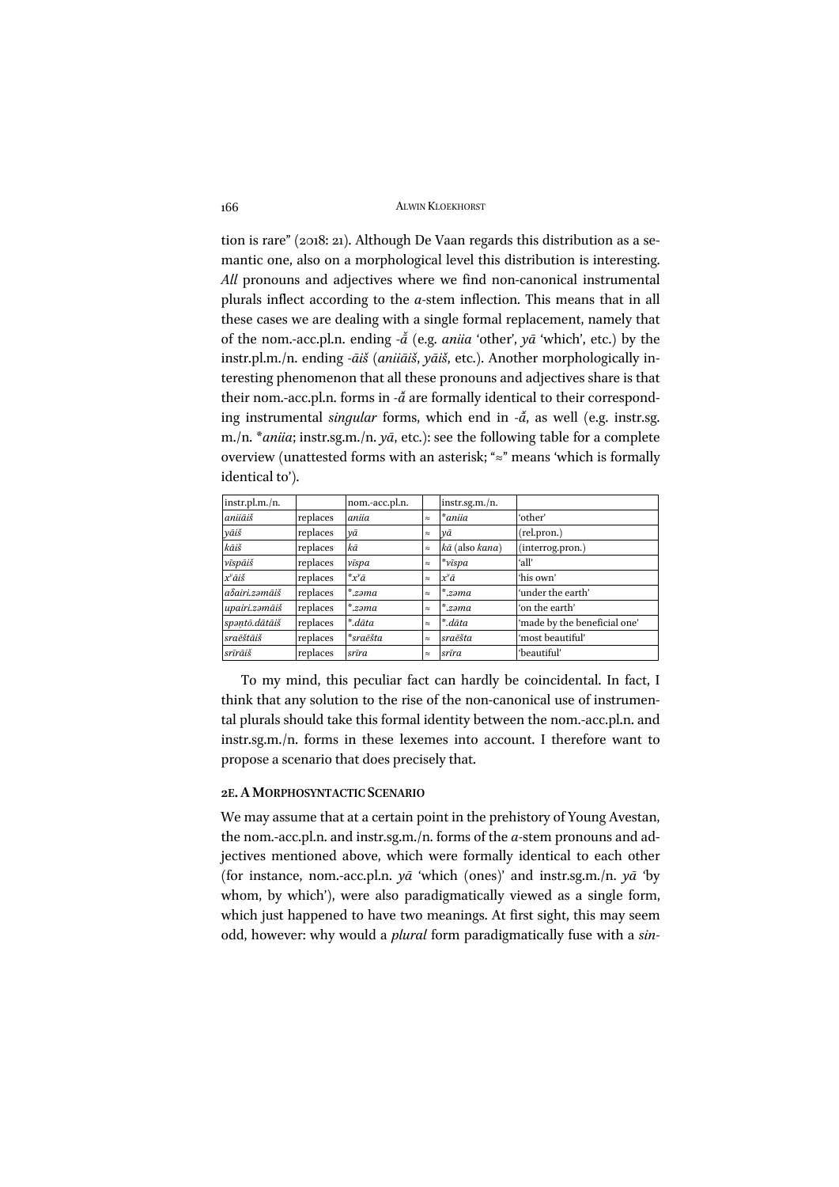tion is rare" (2018: 21). Although De Vaan regards this distribution as a semantic one, also on a morphological level this distribution is interesting. *All* pronouns and adjectives where we find non-canonical instrumental plurals inflect according to the *a*-stem inflection. This means that in all these cases we are dealing with a single formal replacement, namely that of the nom.-acc.pl.n. ending *-ā̆* (e.g. *aniia* 'other', *yā* 'which', etc.) by the instr.pl.m./n. ending *-āiš* (*aniiāiš*, *yāiš*, etc.). Another morphologically interesting phenomenon that all these pronouns and adjectives share is that their nom.-acc.pl.n. forms in *-ā̆* are formally identical to their corresponding instrumental *singular* forms, which end in *-ā̆*, as well (e.g. instr.sg. m./n. **aniia*; instr.sg.m./n. *yā*, etc.): see the following table for a complete overview (unattested forms with an asterisk; "≈" means 'which is formally identical to').

| instr.pl.m./n. | | nom.-acc.pl.n. | | instr.sg.m./n. | |
|---|---|---|---|---|---|
| *aniiāiš* | replaces | *aniia* | ≈ | **aniia* | 'other' |
| *yāiš* | replaces | *yā* | ≈ | *yā* | (rel.pron.) |
| *kāiš* | replaces | *kā* | ≈ | *kā* (also *kana*) | (interrog.pron.) |
| *vīspāiš* | replaces | *vīspa* | ≈ | **vīspa* | 'all' |
| *xᵛāiš* | replaces | **xᵛā* | ≈ | *xᵛā* | 'his own' |
| *aδairi.zəmāiš* | replaces | **.zəma* | ≈ | **.zəma* | 'under the earth' |
| *upairi.zəmāiš* | replaces | **.zəma* | ≈ | **.zəma* | 'on the earth' |
| *spəṇtō.dātāiš* | replaces | **.dāta* | ≈ | **.dāta* | 'made by the beneficial one' |
| *sraēštāiš* | replaces | **sraēšta* | ≈ | *sraēšta* | 'most beautiful' |
| *srīrāiš* | replaces | *srīra* | ≈ | *srīra* | 'beautiful' |

To my mind, this peculiar fact can hardly be coincidental. In fact, I think that any solution to the rise of the non-canonical use of instrumental plurals should take this formal identity between the nom.-acc.pl.n. and instr.sg.m./n. forms in these lexemes into account. I therefore want to propose a scenario that does precisely that.

### 2E. A Morphosyntactic Scenario

We may assume that at a certain point in the prehistory of Young Avestan, the nom.-acc.pl.n. and instr.sg.m./n. forms of the *a*-stem pronouns and adjectives mentioned above, which were formally identical to each other (for instance, nom.-acc.pl.n. *yā* 'which (ones)' and instr.sg.m./n. *yā* 'by whom, by which'), were also paradigmatically viewed as a single form, which just happened to have two meanings. At first sight, this may seem odd, however: why would a *plural* form paradigmatically fuse with a *sin-*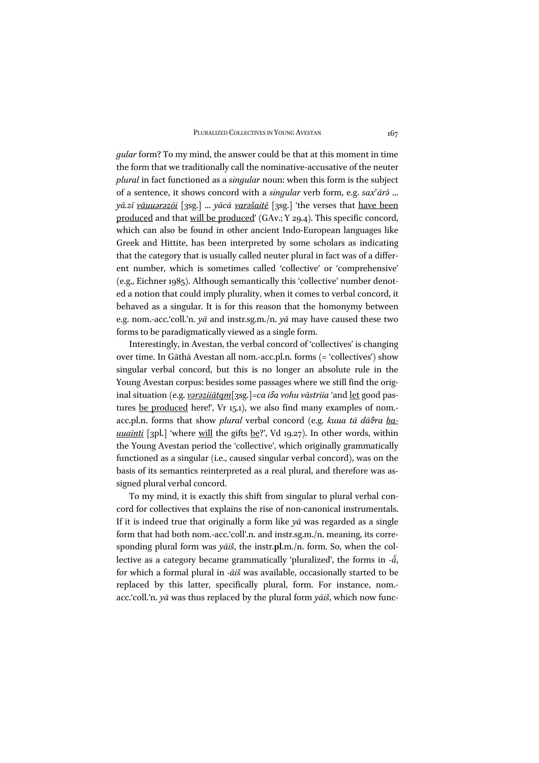*gular* form? To my mind, the answer could be that at this moment in time the form that we traditionally call the nominative-accusative of the neuter *plural* in fact functioned as a *singular* noun: when this form is the subject of a sentence, it shows concord with a *singular* verb form, e.g. *saxᵛārə̄* ... *yā.zī vāuuərəzōi* [3sg.] ... *yācā varəšaitē* [3sg.] 'the verses that have been produced and that will be produced' (GAv.; Y 29.4). This specific concord, which can also be found in other ancient Indo-European languages like Greek and Hittite, has been interpreted by some scholars as indicating that the category that is usually called neuter plural in fact was of a different number, which is sometimes called 'collective' or 'comprehensive' (e.g., Eichner 1985). Although semantically this 'collective' number denoted a notion that could imply plurality, when it comes to verbal concord, it behaved as a singular. It is for this reason that the homonymy between e.g. nom.-acc.'coll.'n. *yā* and instr.sg.m./n. *yā* may have caused these two forms to be paradigmatically viewed as a single form.

Interestingly, in Avestan, the verbal concord of 'collectives' is changing over time. In Gāthā Avestan all nom.-acc.pl.n. forms (= 'collectives') show singular verbal concord, but this is no longer an absolute rule in the Young Avestan corpus: besides some passages where we still find the original situation (e.g. *vərəziiātąm*[3sg.]=*ca iδa vohu vāstriia* 'and let good pastures be produced here!', Vr 15.1), we also find many examples of nom.-acc.pl.n. forms that show *plural* verbal concord (e.g. *kuua tā dāϑra bauuainti* [3pl.] 'where will the gifts be?', Vd 19.27). In other words, within the Young Avestan period the 'collective', which originally grammatically functioned as a singular (i.e., caused singular verbal concord), was on the basis of its semantics reinterpreted as a real plural, and therefore was assigned plural verbal concord.

To my mind, it is exactly this shift from singular to plural verbal concord for collectives that explains the rise of non-canonical instrumentals. If it is indeed true that originally a form like *yā* was regarded as a single form that had both nom.-acc.'coll'.n. and instr.sg.m./n. meaning, its corresponding plural form was *yāiš*, the instr.**pl**.m./n. form. So, when the collective as a category became grammatically 'pluralized', the forms in *-ă̄*, for which a formal plural in *-āiš* was available, occasionally started to be replaced by this latter, specifically plural, form. For instance, nom.-acc.'coll.'n. *yā* was thus replaced by the plural form *yāiš*, which now func-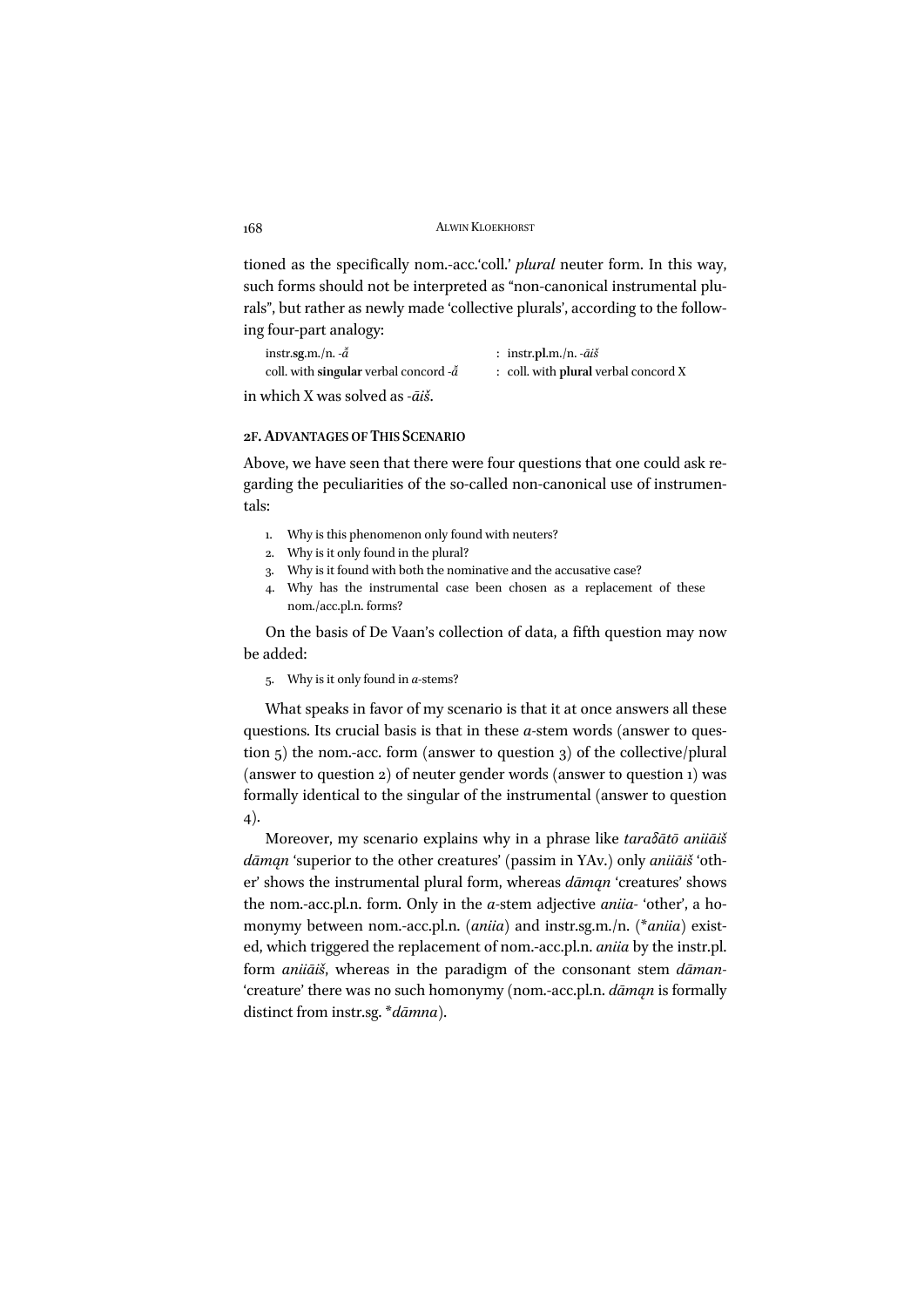tioned as the specifically nom.-acc.'coll.' *plural* neuter form. In this way, such forms should not be interpreted as "non-canonical instrumental plurals", but rather as newly made 'collective plurals', according to the following four-part analogy:

| | |
|---|---|
| instr.**sg**.m./n. -*ā̆* | : instr.**pl**.m./n. -*āiš* |
| coll. with **singular** verbal concord -*ā̆* | : coll. with **plural** verbal concord X |

in which X was solved as -*āiš*.

#### 2F. Advantages of This Scenario

Above, we have seen that there were four questions that one could ask regarding the peculiarities of the so-called non-canonical use of instrumentals:

1. Why is this phenomenon only found with neuters?
2. Why is it only found in the plural?
3. Why is it found with both the nominative and the accusative case?
4. Why has the instrumental case been chosen as a replacement of these nom./acc.pl.n. forms?

On the basis of De Vaan's collection of data, a fifth question may now be added:

5. Why is it only found in *a*-stems?

What speaks in favor of my scenario is that it at once answers all these questions. Its crucial basis is that in these *a*-stem words (answer to question 5) the nom.-acc. form (answer to question 3) of the collective/plural (answer to question 2) of neuter gender words (answer to question 1) was formally identical to the singular of the instrumental (answer to question 4).

Moreover, my scenario explains why in a phrase like *taraδātō aniiāiš dāmąn* 'superior to the other creatures' (passim in YAv.) only *aniiāiš* 'other' shows the instrumental plural form, whereas *dāmąn* 'creatures' shows the nom.-acc.pl.n. form. Only in the *a*-stem adjective *aniia-* 'other', a homonymy between nom.-acc.pl.n. (*aniia*) and instr.sg.m./n. (\**aniia*) existed, which triggered the replacement of nom.-acc.pl.n. *aniia* by the instr.pl. form *aniiāiš*, whereas in the paradigm of the consonant stem *dāman-* 'creature' there was no such homonymy (nom.-acc.pl.n. *dāmąn* is formally distinct from instr.sg. \**dāmna*).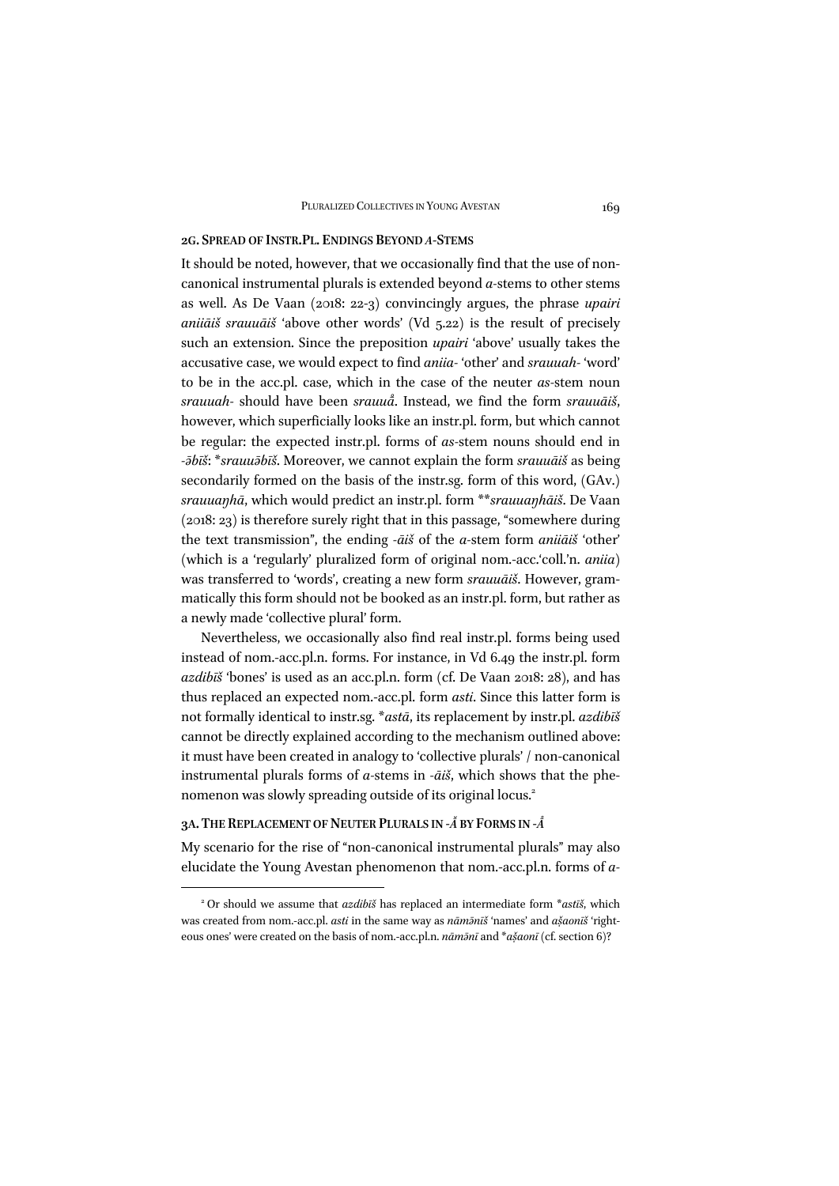## 2G. Spread of Instr.Pl. Endings Beyond *A*-Stems

It should be noted, however, that we occasionally find that the use of non-canonical instrumental plurals is extended beyond *a*-stems to other stems as well. As De Vaan (2018: 22-3) convincingly argues, the phrase *upairi aniiāiš srauuāiš* 'above other words' (Vd 5.22) is the result of precisely such an extension. Since the preposition *upairi* 'above' usually takes the accusative case, we would expect to find *aniia-* 'other' and *srauuah-* 'word' to be in the acc.pl. case, which in the case of the neuter *as*-stem noun *srauuah-* should have been *srauuå*. Instead, we find the form *srauuāiš*, however, which superficially looks like an instr.pl. form, but which cannot be regular: the expected instr.pl. forms of *as*-stem nouns should end in *-ə̄bīš*: \**srauuə̄bīš*. Moreover, we cannot explain the form *srauuāiš* as being secondarily formed on the basis of the instr.sg. form of this word, (GAv.) *srauuaŋhā*, which would predict an instr.pl. form \*\**srauuaŋhāiš*. De Vaan (2018: 23) is therefore surely right that in this passage, "somewhere during the text transmission", the ending *-āiš* of the *a*-stem form *aniiāiš* 'other' (which is a 'regularly' pluralized form of original nom.-acc.'coll.'n. *aniia*) was transferred to 'words', creating a new form *srauuāiš*. However, grammatically this form should not be booked as an instr.pl. form, but rather as a newly made 'collective plural' form.

Nevertheless, we occasionally also find real instr.pl. forms being used instead of nom.-acc.pl.n. forms. For instance, in Vd 6.49 the instr.pl. form *azdibīš* 'bones' is used as an acc.pl.n. form (cf. De Vaan 2018: 28), and has thus replaced an expected nom.-acc.pl. form *asti*. Since this latter form is not formally identical to instr.sg. \**astā*, its replacement by instr.pl. *azdibīš* cannot be directly explained according to the mechanism outlined above: it must have been created in analogy to 'collective plurals' / non-canonical instrumental plurals forms of *a*-stems in *-āiš*, which shows that the phenomenon was slowly spreading outside of its original locus.[2]

## 3A. The Replacement of Neuter Plurals in *-Ă* by Forms in *-Å*

My scenario for the rise of "non-canonical instrumental plurals" may also elucidate the Young Avestan phenomenon that nom.-acc.pl.n. forms of *a*-

[2] Or should we assume that *azdibīš* has replaced an intermediate form \**astīš*, which was created from nom.-acc.pl. *asti* in the same way as *nāmə̄nīš* 'names' and *aṣ̌aonīš* 'righteous ones' were created on the basis of nom.-acc.pl.n. *nāmə̄nī* and \**aṣ̌aonī* (cf. section 6)?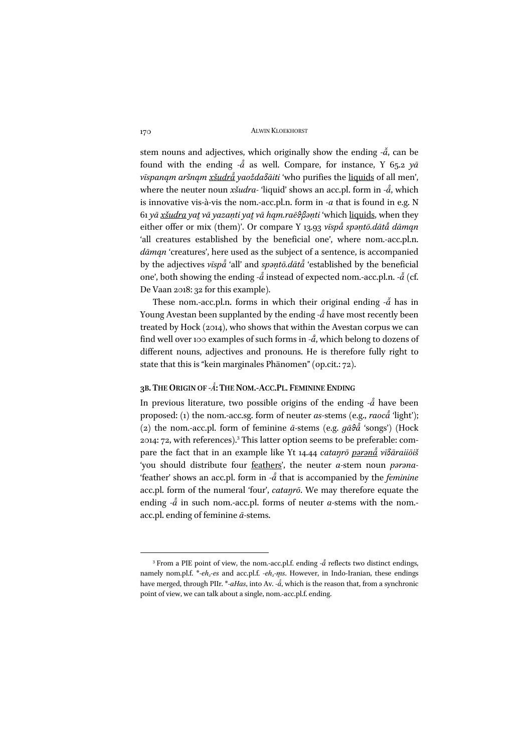stem nouns and adjectives, which originally show the ending *-ă*, can be found with the ending *-å* as well. Compare, for instance, Y 65.2 *yā vīspanąm aršnąm xšudrå yaoždaδāiti* 'who purifies the liquids of all men', where the neuter noun *xšudra-* 'liquid' shows an acc.pl. form in *-å*, which is innovative vis-à-vis the nom.-acc.pl.n. form in *-a* that is found in e.g. N 61 *yā xšudra yaṯ vā yazaṇti yaṯ vā hąm.raēϑβəṇti* 'which liquids, when they either offer or mix (them)'. Or compare Y 13.93 *vīspå spəṇtō.dātå dāmąn* 'all creatures established by the beneficial one', where nom.-acc.pl.n. *dāmąn* 'creatures', here used as the subject of a sentence, is accompanied by the adjectives *vīspå* 'all' and *spəṇtō.dātå* 'established by the beneficial one', both showing the ending *-å* instead of expected nom.-acc.pl.n. *-ă* (cf. De Vaan 2018: 32 for this example).

These nom.-acc.pl.n. forms in which their original ending *-ă* has in Young Avestan been supplanted by the ending *-å* have most recently been treated by Hock (2014), who shows that within the Avestan corpus we can find well over 100 examples of such forms in *-å*, which belong to dozens of different nouns, adjectives and pronouns. He is therefore fully right to state that this is "kein marginales Phänomen" (op.cit.: 72).

### 3B. The Origin of -Å: The Nom.-Acc.Pl. Feminine Ending

In previous literature, two possible origins of the ending *-å* have been proposed: (1) the nom.-acc.sg. form of neuter *as*-stems (e.g., *raocå* 'light'); (2) the nom.-acc.pl. form of feminine *ā*-stems (e.g. *gāϑå* 'songs') (Hock 2014: 72, with references).[3] This latter option seems to be preferable: compare the fact that in an example like Yt 14.44 *catajrō pərənå vīδāraiiōiš* 'you should distribute four feathers', the neuter *a*-stem noun *pərəna-* 'feather' shows an acc.pl. form in *-å* that is accompanied by the *feminine* acc.pl. form of the numeral 'four', *catajrō*. We may therefore equate the ending *-å* in such nom.-acc.pl. forms of neuter *a*-stems with the nom.-acc.pl. ending of feminine *ā*-stems.

---

[3] From a PIE point of view, the nom.-acc.pl.f. ending *-å* reflects two distinct endings, namely nom.pl.f. *\*-eh₂-es* and acc.pl.f. *-eh₂-m̥s*. However, in Indo-Iranian, these endings have merged, through PIIr. *\*-aHas*, into Av. *-å*, which is the reason that, from a synchronic point of view, we can talk about a single, nom.-acc.pl.f. ending.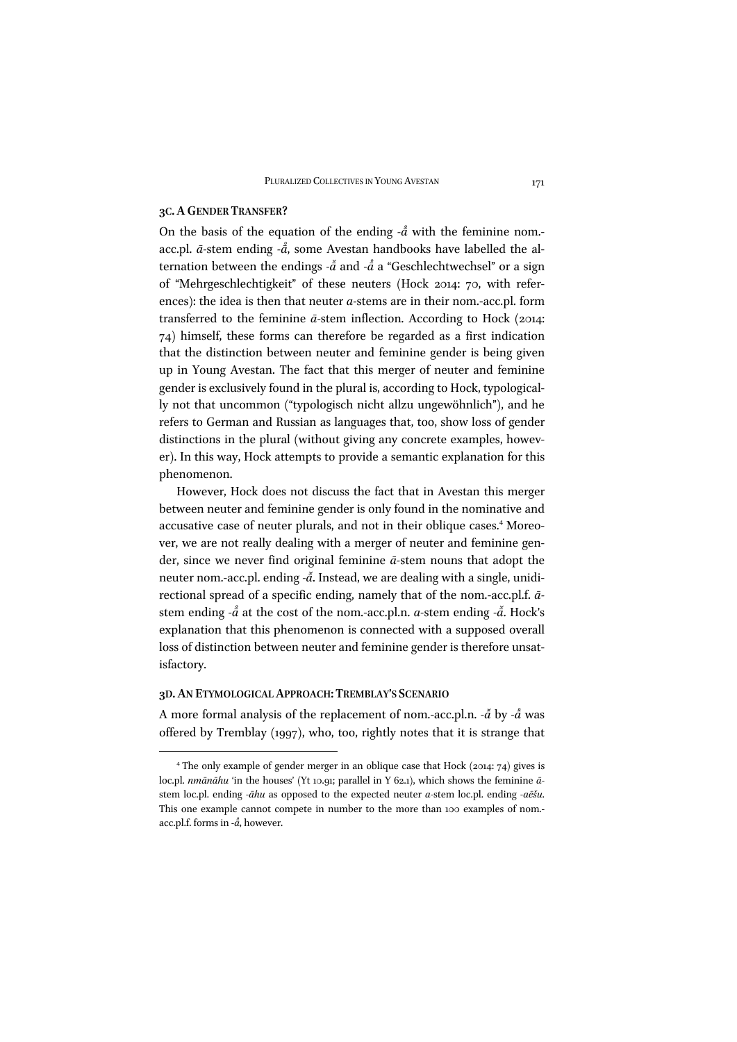### 3C. A Gender Transfer?

On the basis of the equation of the ending *-å̄* with the feminine nom.-acc.pl. *ā*-stem ending *-å̄*, some Avestan handbooks have labelled the alternation between the endings *-ă̄* and *-å̄* a "Geschlechtwechsel" or a sign of "Mehrgeschlechtigkeit" of these neuters (Hock 2014: 70, with references): the idea is then that neuter *a*-stems are in their nom.-acc.pl. form transferred to the feminine *ā*-stem inflection. According to Hock (2014: 74) himself, these forms can therefore be regarded as a first indication that the distinction between neuter and feminine gender is being given up in Young Avestan. The fact that this merger of neuter and feminine gender is exclusively found in the plural is, according to Hock, typologically not that uncommon ("typologisch nicht allzu ungewöhnlich"), and he refers to German and Russian as languages that, too, show loss of gender distinctions in the plural (without giving any concrete examples, however). In this way, Hock attempts to provide a semantic explanation for this phenomenon.

However, Hock does not discuss the fact that in Avestan this merger between neuter and feminine gender is only found in the nominative and accusative case of neuter plurals, and not in their oblique cases.[4] Moreover, we are not really dealing with a merger of neuter and feminine gender, since we never find original feminine *ā*-stem nouns that adopt the neuter nom.-acc.pl. ending *-ă̄*. Instead, we are dealing with a single, unidirectional spread of a specific ending, namely that of the nom.-acc.pl.f. *ā*-stem ending *-å̄* at the cost of the nom.-acc.pl.n. *a*-stem ending *-ă̄*. Hock's explanation that this phenomenon is connected with a supposed overall loss of distinction between neuter and feminine gender is therefore unsatisfactory.

### 3D. An Etymological Approach: Tremblay's Scenario

A more formal analysis of the replacement of nom.-acc.pl.n. *-ă̄* by *-å̄* was offered by Tremblay (1997), who, too, rightly notes that it is strange that

[4] The only example of gender merger in an oblique case that Hock (2014: 74) gives is loc.pl. *nmānāhu* 'in the houses' (Yt 10.91; parallel in Y 62.1), which shows the feminine *ā*-stem loc.pl. ending *-āhu* as opposed to the expected neuter *a*-stem loc.pl. ending *-aēšu*. This one example cannot compete in number to the more than 100 examples of nom.-acc.pl.f. forms in *-å̄*, however.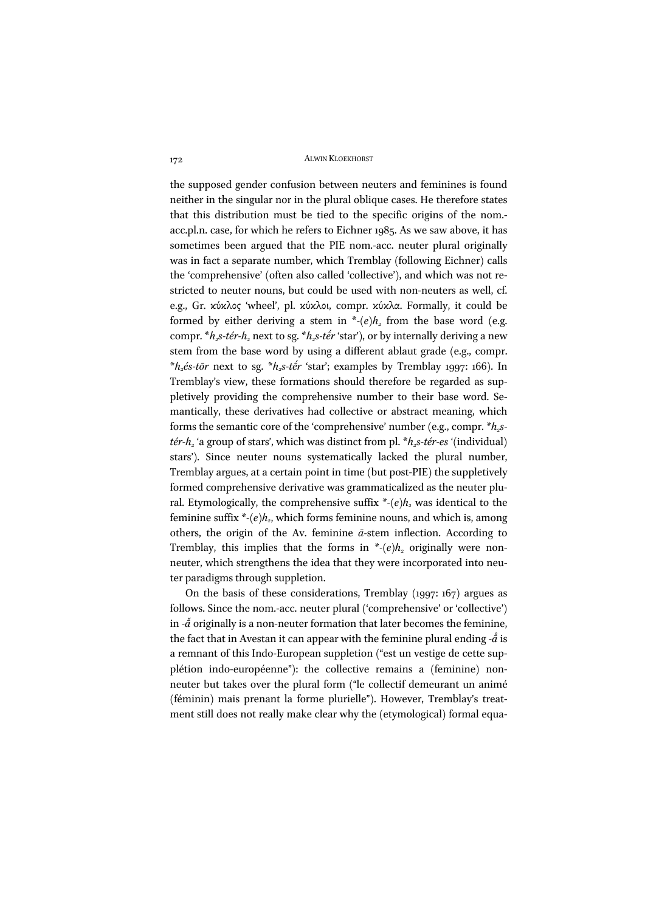the supposed gender confusion between neuters and feminines is found neither in the singular nor in the plural oblique cases. He therefore states that this distribution must be tied to the specific origins of the nom.-acc.pl.n. case, for which he refers to Eichner 1985. As we saw above, it has sometimes been argued that the PIE nom.-acc. neuter plural originally was in fact a separate number, which Tremblay (following Eichner) calls the 'comprehensive' (often also called 'collective'), and which was not restricted to neuter nouns, but could be used with non-neuters as well, cf. e.g., Gr. κύκλος 'wheel', pl. κύκλοι, compr. κύκλα. Formally, it could be formed by either deriving a stem in *-(*e*)$h_2$ from the base word (e.g. compr. *$h_2$s-tér-$h_2$* next to sg. *$h_2$s-tḗr* 'star'), or by internally deriving a new stem from the base word by using a different ablaut grade (e.g., compr. *$h_2$és-tōr* next to sg. *$h_2$s-tḗr* 'star'; examples by Tremblay 1997: 166). In Tremblay's view, these formations should therefore be regarded as suppletively providing the comprehensive number to their base word. Semantically, these derivatives had collective or abstract meaning, which forms the semantic core of the 'comprehensive' number (e.g., compr. *$h_2$s-tér-$h_2$* 'a group of stars', which was distinct from pl. *$h_2$s-tér-es* '(individual) stars'). Since neuter nouns systematically lacked the plural number, Tremblay argues, at a certain point in time (but post-PIE) the suppletively formed comprehensive derivative was grammaticalized as the neuter plural. Etymologically, the comprehensive suffix *-(*e*)$h_2$ was identical to the feminine suffix *-(*e*)$h_2$, which forms feminine nouns, and which is, among others, the origin of the Av. feminine *ā*-stem inflection. According to Tremblay, this implies that the forms in *-(*e*)$h_2$ originally were non-neuter, which strengthens the idea that they were incorporated into neuter paradigms through suppletion.

On the basis of these considerations, Tremblay (1997: 167) argues as follows. Since the nom.-acc. neuter plural ('comprehensive' or 'collective') in *-ă̄* originally is a non-neuter formation that later becomes the feminine, the fact that in Avestan it can appear with the feminine plural ending *-å̄* is a remnant of this Indo-European suppletion ("est un vestige de cette supplétion indo-européenne"): the collective remains a (feminine) non-neuter but takes over the plural form ("le collectif demeurant un animé (féminin) mais prenant la forme plurielle"). However, Tremblay's treatment still does not really make clear why the (etymological) formal equa-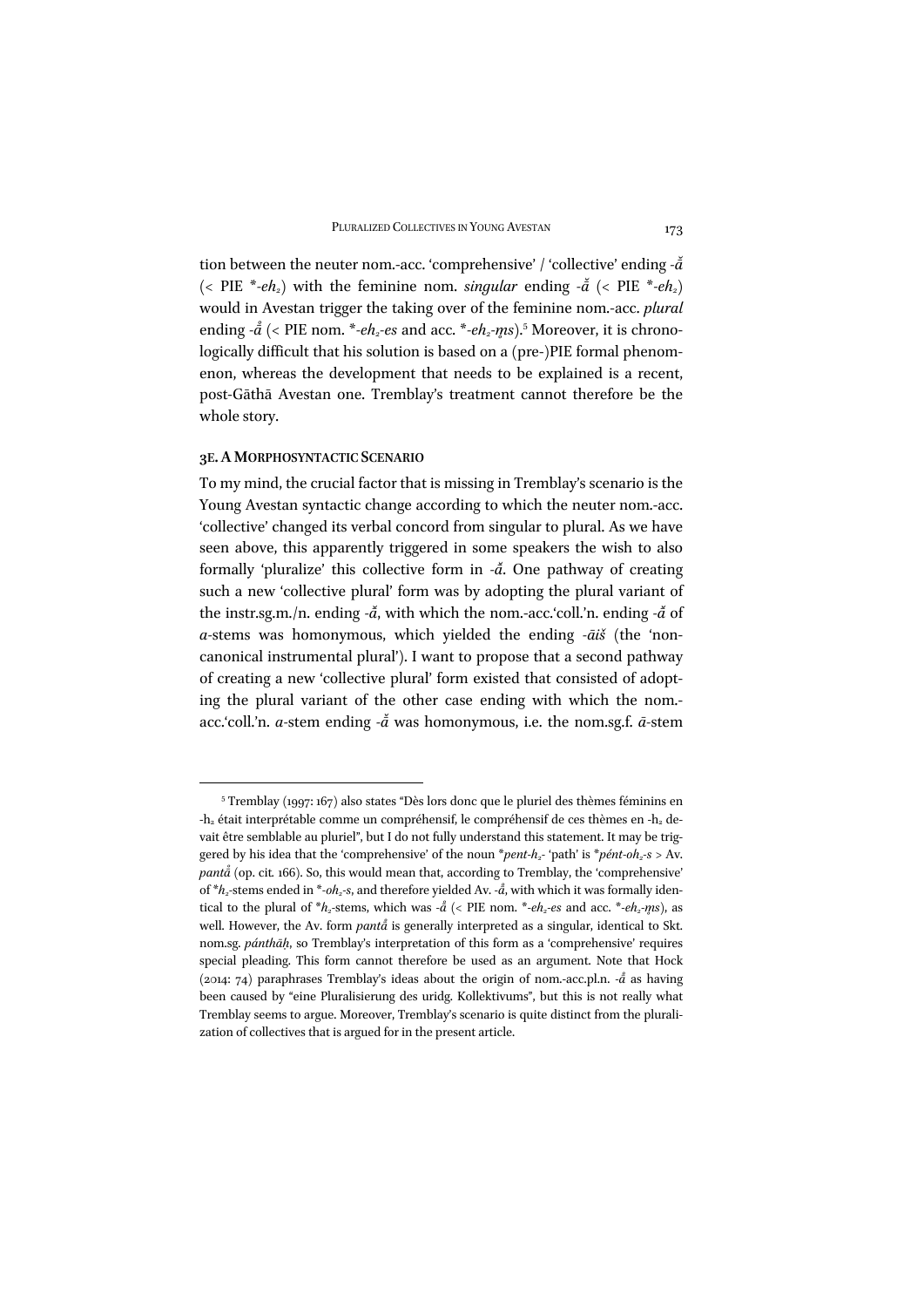tion between the neuter nom.-acc. 'comprehensive' / 'collective' ending *-ă* (< PIE *\*-eh₂*) with the feminine nom. *singular* ending *-ă* (< PIE *\*-eh₂*) would in Avestan trigger the taking over of the feminine nom.-acc. *plural* ending *-å* (< PIE nom. *\*-eh₂-es* and acc. *\*-eh₂-m̥s*).[5] Moreover, it is chronologically difficult that his solution is based on a (pre-)PIE formal phenomenon, whereas the development that needs to be explained is a recent, post-Gāthā Avestan one. Tremblay's treatment cannot therefore be the whole story.

### 3E. A MORPHOSYNTACTIC SCENARIO

To my mind, the crucial factor that is missing in Tremblay's scenario is the Young Avestan syntactic change according to which the neuter nom.-acc. 'collective' changed its verbal concord from singular to plural. As we have seen above, this apparently triggered in some speakers the wish to also formally 'pluralize' this collective form in *-ă*. One pathway of creating such a new 'collective plural' form was by adopting the plural variant of the instr.sg.m./n. ending *-ă*, with which the nom.-acc.'coll.'n. ending *-ă* of *a*-stems was homonymous, which yielded the ending *-āiš* (the 'non-canonical instrumental plural'). I want to propose that a second pathway of creating a new 'collective plural' form existed that consisted of adopting the plural variant of the other case ending with which the nom.-acc.'coll.'n. *a*-stem ending *-ă* was homonymous, i.e. the nom.sg.f. *ā*-stem

---

[5] Tremblay (1997: 167) also states "Dès lors donc que le pluriel des thèmes féminins en -h₂ était interprétable comme un compréhensif, le compréhensif de ces thèmes en -h₂ devait être semblable au pluriel", but I do not fully understand this statement. It may be triggered by his idea that the 'comprehensive' of the noun *\*pent-h₂-* 'path' is *\*pént-oh₂-s* > Av. *pantå* (op. cit. 166). So, this would mean that, according to Tremblay, the 'comprehensive' of *\*h₂*-stems ended in *\*-oh₂-s*, and therefore yielded Av. *-å*, with which it was formally identical to the plural of *\*h₂*-stems, which was *-å* (< PIE nom. *\*-eh₂-es* and acc. *\*-eh₂-m̥s*), as well. However, the Av. form *pantå* is generally interpreted as a singular, identical to Skt. nom.sg. *pánthāḥ*, so Tremblay's interpretation of this form as a 'comprehensive' requires special pleading. This form cannot therefore be used as an argument. Note that Hock (2014: 74) paraphrases Tremblay's ideas about the origin of nom.-acc.pl.n. *-å* as having been caused by "eine Pluralisierung des uridg. Kollektivums", but this is not really what Tremblay seems to argue. Moreover, Tremblay's scenario is quite distinct from the pluralization of collectives that is argued for in the present article.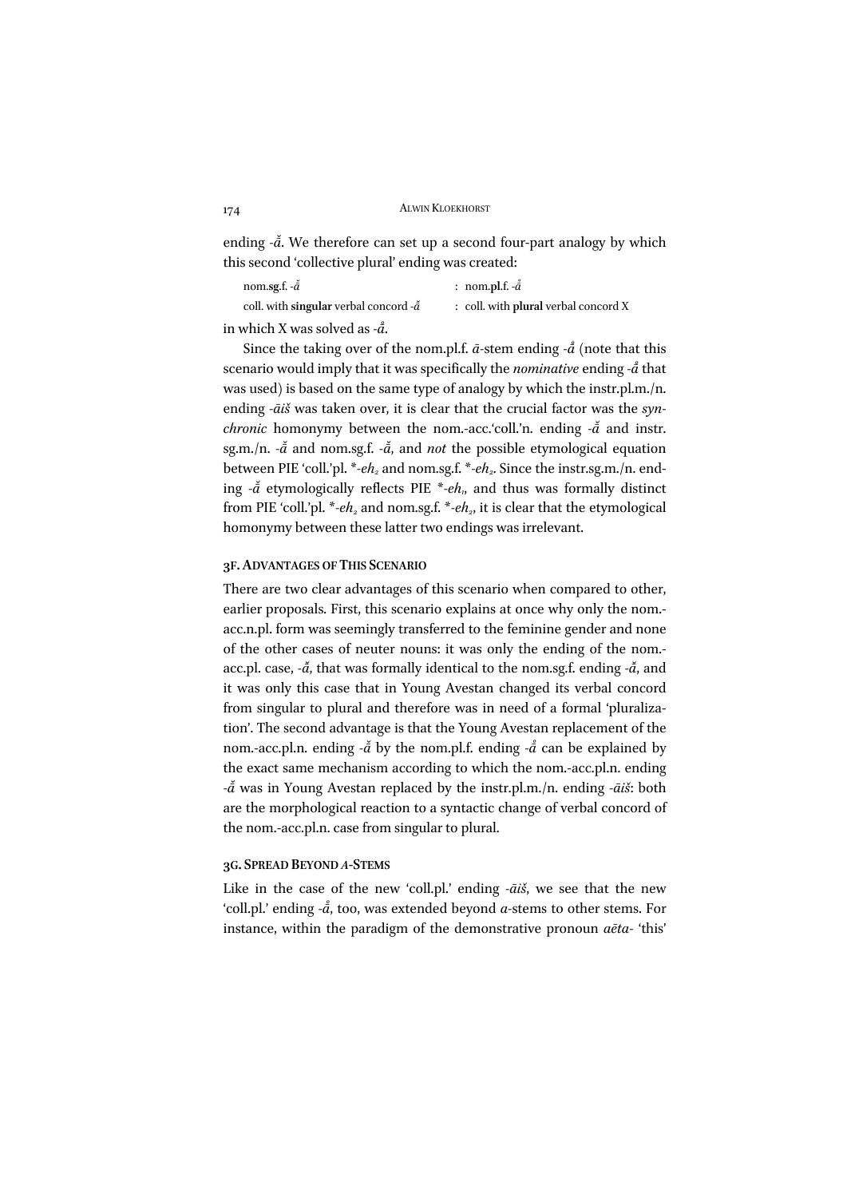ending -*ă̄*. We therefore can set up a second four-part analogy by which this second 'collective plural' ending was created:

| | |
|---|---|
| nom.**sg**.f. -*ă̄* | : nom.**pl**.f. -*ā̊* |
| coll. with **singular** verbal concord -*ă̄* | : coll. with **plural** verbal concord X |

in which X was solved as -*ā̊*.

Since the taking over of the nom.pl.f. *ā*-stem ending -*ā̊* (note that this scenario would imply that it was specifically the *nominative* ending -*ā̊* that was used) is based on the same type of analogy by which the instr.pl.m./n. ending -*āiš* was taken over, it is clear that the crucial factor was the *synchronic* homonymy between the nom.-acc.'coll.'n. ending -*ă̄* and instr. sg.m./n. -*ă̄*, and nom.sg.f. -*ă̄*, and *not* the possible etymological equation between PIE 'coll.'pl. *\*-eh₂* and nom.sg.f. *\*-eh₂*. Since the instr.sg.m./n. ending -*ă̄* etymologically reflects PIE *\*-eh₁*, and thus was formally distinct from PIE 'coll.'pl. *\*-eh₂* and nom.sg.f. *\*-eh₂*, it is clear that the etymological homonymy between these latter two endings was irrelevant.

### 3F. Advantages of This Scenario

There are two clear advantages of this scenario when compared to other, earlier proposals. First, this scenario explains at once why only the nom.-acc.n.pl. form was seemingly transferred to the feminine gender and none of the other cases of neuter nouns: it was only the ending of the nom.-acc.pl. case, -*ă̄*, that was formally identical to the nom.sg.f. ending -*ă̄*, and it was only this case that in Young Avestan changed its verbal concord from singular to plural and therefore was in need of a formal 'pluralization'. The second advantage is that the Young Avestan replacement of the nom.-acc.pl.n. ending -*ă̄* by the nom.pl.f. ending -*ā̊* can be explained by the exact same mechanism according to which the nom.-acc.pl.n. ending -*ă̄* was in Young Avestan replaced by the instr.pl.m./n. ending -*āiš*: both are the morphological reaction to a syntactic change of verbal concord of the nom.-acc.pl.n. case from singular to plural.

### 3G. Spread Beyond *A*-Stems

Like in the case of the new 'coll.pl.' ending -*āiš*, we see that the new 'coll.pl.' ending -*ā̊*, too, was extended beyond *a*-stems to other stems. For instance, within the paradigm of the demonstrative pronoun *aēta*- 'this'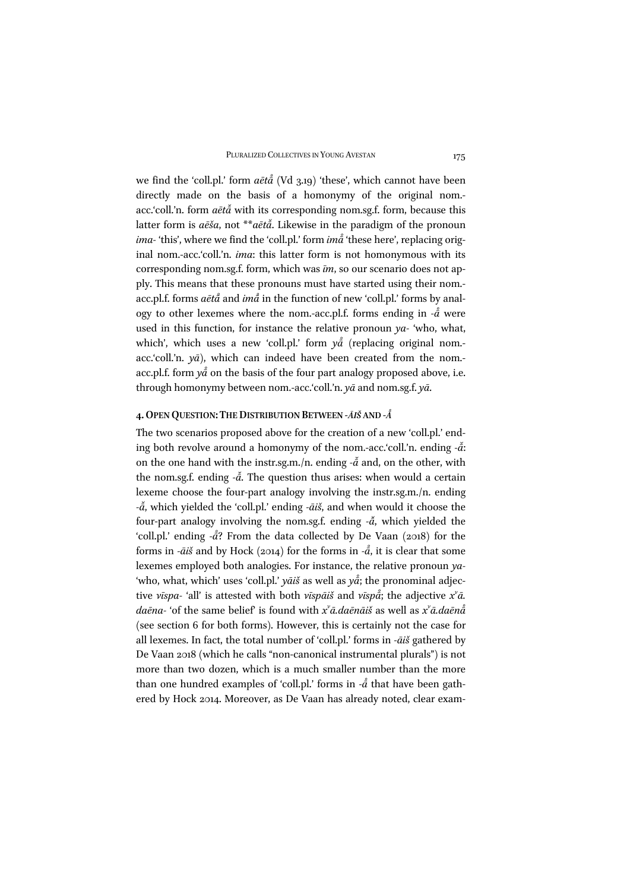we find the 'coll.pl.' form *aētå̊* (Vd 3.19) 'these', which cannot have been directly made on the basis of a homonymy of the original nom.-acc.'coll.'n. form *aētā̆* with its corresponding nom.sg.f. form, because this latter form is *aēša*, not \*\**aētā̆*. Likewise in the paradigm of the pronoun *ima-* 'this', where we find the 'coll.pl.' form *imå̊* 'these here', replacing original nom.-acc.'coll.'n. *ima*: this latter form is not homonymous with its corresponding nom.sg.f. form, which was *īm*, so our scenario does not apply. This means that these pronouns must have started using their nom.-acc.pl.f. forms *aētå̊* and *imå̊* in the function of new 'coll.pl.' forms by analogy to other lexemes where the nom.-acc.pl.f. forms ending in *-å̊* were used in this function, for instance the relative pronoun *ya-* 'who, what, which', which uses a new 'coll.pl.' form *yå̊* (replacing original nom.-acc.'coll.'n. *yā*), which can indeed have been created from the nom.-acc.pl.f. form *yå̊* on the basis of the four part analogy proposed above, i.e. through homonymy between nom.-acc.'coll.'n. *yā* and nom.sg.f. *yā*.

## 4. Open Question: The Distribution Between *-āiš* and *-å̊*

The two scenarios proposed above for the creation of a new 'coll.pl.' ending both revolve around a homonymy of the nom.-acc.'coll.'n. ending *-ā̆*: on the one hand with the instr.sg.m./n. ending *-ā̆* and, on the other, with the nom.sg.f. ending *-ā̆*. The question thus arises: when would a certain lexeme choose the four-part analogy involving the instr.sg.m./n. ending *-ā̆*, which yielded the 'coll.pl.' ending *-āiš*, and when would it choose the four-part analogy involving the nom.sg.f. ending *-ā̆*, which yielded the 'coll.pl.' ending *-å̊*? From the data collected by De Vaan (2018) for the forms in *-āiš* and by Hock (2014) for the forms in *-å̊*, it is clear that some lexemes employed both analogies. For instance, the relative pronoun *ya-* 'who, what, which' uses 'coll.pl.' *yāiš* as well as *yå̊*; the pronominal adjective *vīspa-* 'all' is attested with both *vīspāiš* and *vīspå̊*; the adjective *xᵛā.daēna-* 'of the same belief' is found with *xᵛā.daēnāiš* as well as *xᵛā.daēnå̊* (see section 6 for both forms). However, this is certainly not the case for all lexemes. In fact, the total number of 'coll.pl.' forms in *-āiš* gathered by De Vaan 2018 (which he calls "non-canonical instrumental plurals") is not more than two dozen, which is a much smaller number than the more than one hundred examples of 'coll.pl.' forms in *-å̊* that have been gathered by Hock 2014. Moreover, as De Vaan has already noted, clear exam-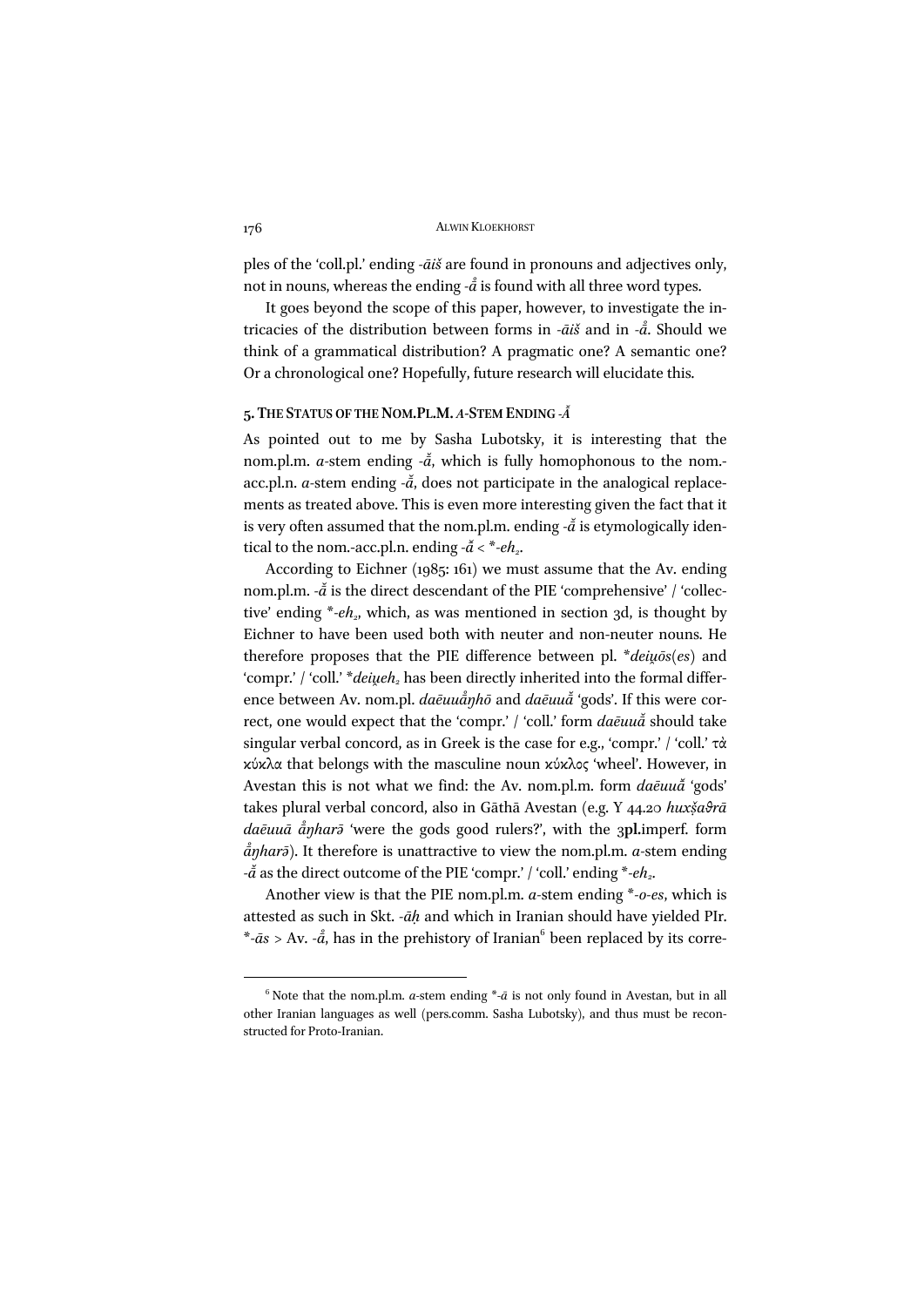ples of the 'coll.pl.' ending *-āiš* are found in pronouns and adjectives only, not in nouns, whereas the ending *-å̄* is found with all three word types.

It goes beyond the scope of this paper, however, to investigate the intricacies of the distribution between forms in *-āiš* and in *-å̄*. Should we think of a grammatical distribution? A pragmatic one? A semantic one? Or a chronological one? Hopefully, future research will elucidate this.

## 5. The Status of the Nom.Pl.M. *a*-Stem Ending *-Ā̆*

As pointed out to me by Sasha Lubotsky, it is interesting that the nom.pl.m. *a*-stem ending *-ā̆*, which is fully homophonous to the nom.-acc.pl.n. *a*-stem ending *-ā̆*, does not participate in the analogical replacements as treated above. This is even more interesting given the fact that it is very often assumed that the nom.pl.m. ending *-ā̆* is etymologically identical to the nom.-acc.pl.n. ending *-ā̆* < *\*-eh₂*.

According to Eichner (1985: 161) we must assume that the Av. ending nom.pl.m. *-ā̆* is the direct descendant of the PIE 'comprehensive' / 'collective' ending *\*-eh₂*, which, as was mentioned in section 3d, is thought by Eichner to have been used both with neuter and non-neuter nouns. He therefore proposes that the PIE difference between pl. *\*dei̯u̯ōs(es)* and 'compr.' / 'coll.' *\*dei̯u̯eh₂* has been directly inherited into the formal difference between Av. nom.pl. *daēuuå̄ŋhō* and *daēuuā̆* 'gods'. If this were correct, one would expect that the 'compr.' / 'coll.' form *daēuuā̆* should take singular verbal concord, as in Greek is the case for e.g., 'compr.' / 'coll.' τὰ κύκλα that belongs with the masculine noun κύκλος 'wheel'. However, in Avestan this is not what we find: the Av. nom.pl.m. form *daēuuā̆* 'gods' takes plural verbal concord, also in Gāthā Avestan (e.g. Y 44.20 *huxšaϑrā daēuuā å̄ŋharə̄* 'were the gods good rulers?', with the 3**pl.**imperf. form *å̄ŋharə̄*). It therefore is unattractive to view the nom.pl.m. *a*-stem ending *-ā̆* as the direct outcome of the PIE 'compr.' / 'coll.' ending *\*-eh₂*.

Another view is that the PIE nom.pl.m. *a*-stem ending *\*-o-es*, which is attested as such in Skt. *-āḥ* and which in Iranian should have yielded PIr. *\*-ās* > Av. *-å̄*, has in the prehistory of Iranian[6] been replaced by its corre-

[6] Note that the nom.pl.m. *a*-stem ending *\*-ā* is not only found in Avestan, but in all other Iranian languages as well (pers.comm. Sasha Lubotsky), and thus must be reconstructed for Proto-Iranian.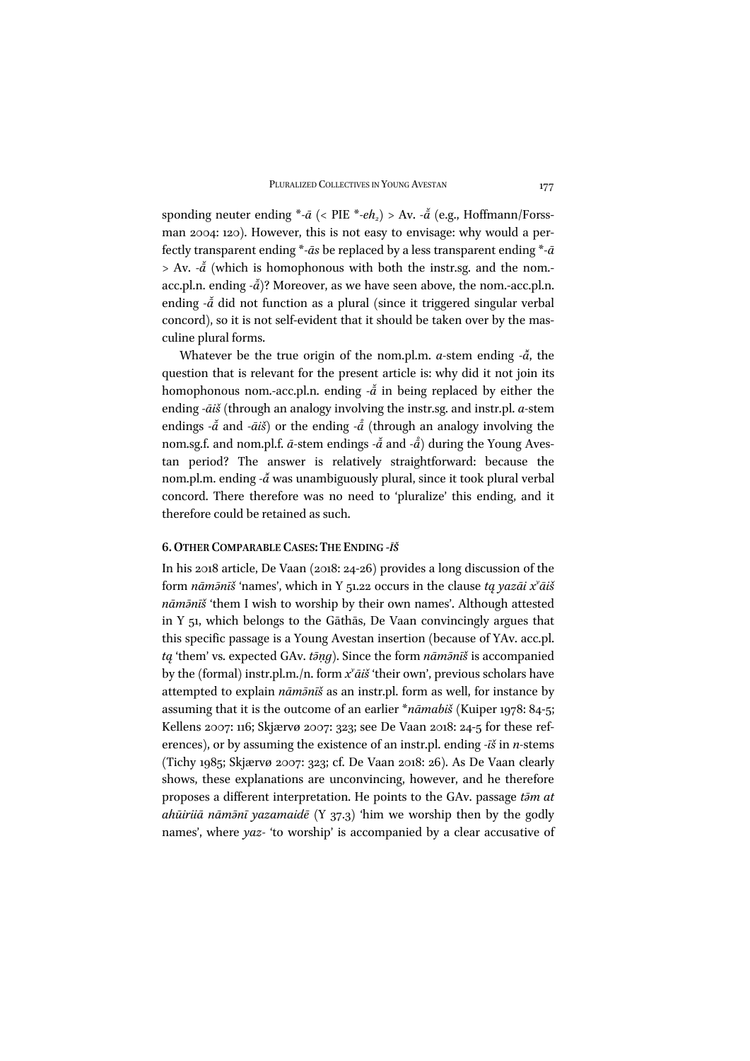sponding neuter ending *-*ā* (< PIE *-*eh₂*) > Av. -*ā̆* (e.g., Hoffmann/Forssman 2004: 120). However, this is not easy to envisage: why would a perfectly transparent ending *-*ās* be replaced by a less transparent ending *-*ā* > Av. -*ā̆* (which is homophonous with both the instr.sg. and the nom.-acc.pl.n. ending -*ā̆*)? Moreover, as we have seen above, the nom.-acc.pl.n. ending -*ā̆* did not function as a plural (since it triggered singular verbal concord), so it is not self-evident that it should be taken over by the masculine plural forms.

Whatever be the true origin of the nom.pl.m. *a*-stem ending -*ā̆*, the question that is relevant for the present article is: why did it not join its homophonous nom.-acc.pl.n. ending -*ā̆* in being replaced by either the ending -*āiš* (through an analogy involving the instr.sg. and instr.pl. *a*-stem endings -*ā̆* and -*āiš*) or the ending -*å* (through an analogy involving the nom.sg.f. and nom.pl.f. *ā*-stem endings -*ā̆* and -*å*) during the Young Avestan period? The answer is relatively straightforward: because the nom.pl.m. ending -*ā̆* was unambiguously plural, since it took plural verbal concord. There therefore was no need to 'pluralize' this ending, and it therefore could be retained as such.

## 6. Other Comparable Cases: The Ending -*īš*

In his 2018 article, De Vaan (2018: 24-26) provides a long discussion of the form *nāmə̄nīš* 'names', which in Y 51.22 occurs in the clause *tą yazāi xᵛāiš nāmə̄nīš* 'them I wish to worship by their own names'. Although attested in Y 51, which belongs to the Gāthās, De Vaan convincingly argues that this specific passage is a Young Avestan insertion (because of YAv. acc.pl. *tą* 'them' vs. expected GAv. *tə̄ṇg*). Since the form *nāmə̄nīš* is accompanied by the (formal) instr.pl.m./n. form *xᵛāiš* 'their own', previous scholars have attempted to explain *nāmə̄nīš* as an instr.pl. form as well, for instance by assuming that it is the outcome of an earlier *\*nāmabiš* (Kuiper 1978: 84-5; Kellens 2007: 116; Skjærvø 2007: 323; see De Vaan 2018: 24-5 for these references), or by assuming the existence of an instr.pl. ending -*īš* in *n*-stems (Tichy 1985; Skjærvø 2007: 323; cf. De Vaan 2018: 26). As De Vaan clearly shows, these explanations are unconvincing, however, and he therefore proposes a different interpretation. He points to the GAv. passage *tə̄m at ahūiriiā nāmə̄nī yazamaidē* (Y 37.3) 'him we worship then by the godly names', where *yaz-* 'to worship' is accompanied by a clear accusative of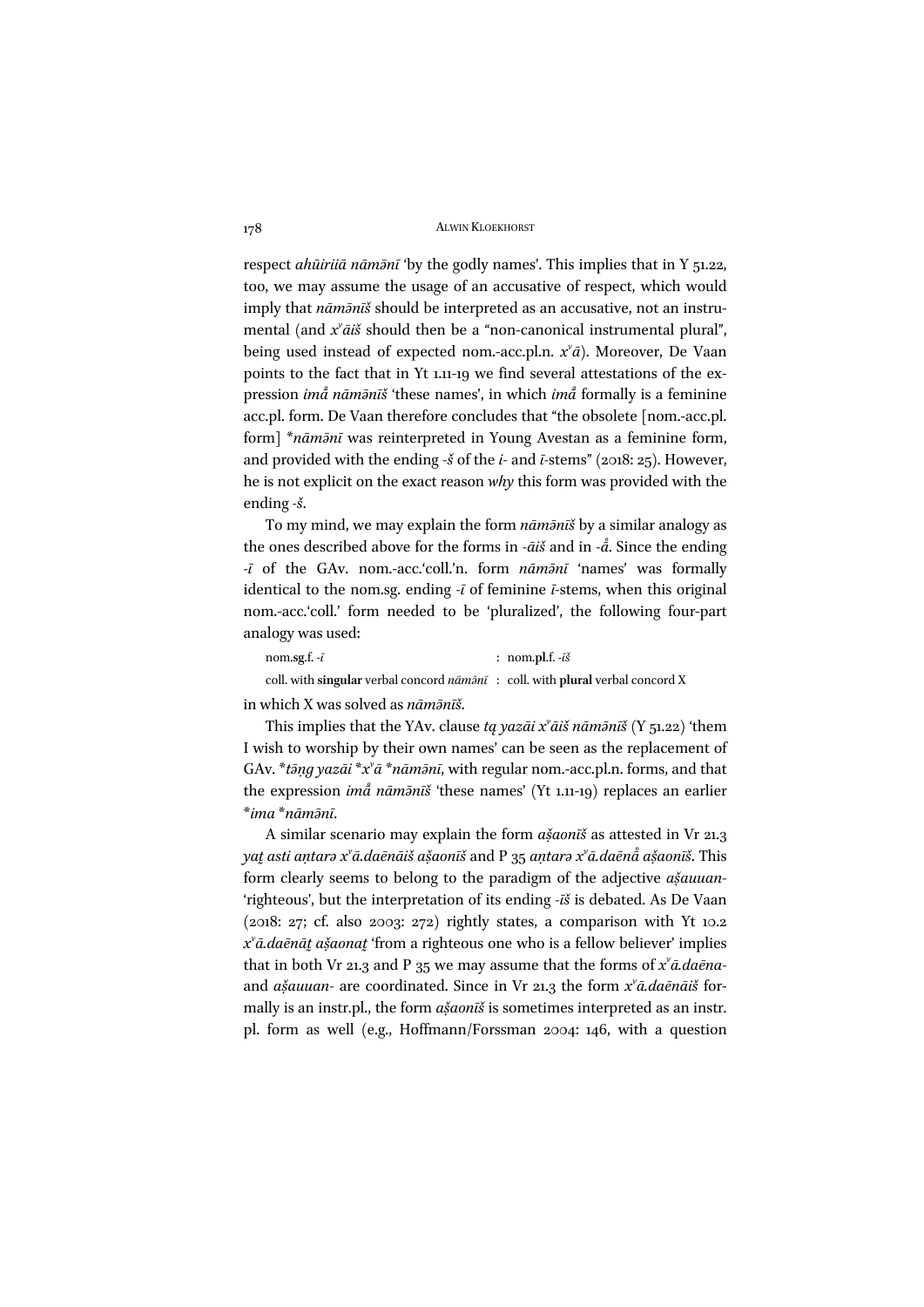respect *ahūiriiā nāmə̄nī* 'by the godly names'. This implies that in Y 51.22, too, we may assume the usage of an accusative of respect, which would imply that *nāmə̄nīš* should be interpreted as an accusative, not an instrumental (and *xᵛāiš* should then be a "non-canonical instrumental plural", being used instead of expected nom.-acc.pl.n. *xᵛā*). Moreover, De Vaan points to the fact that in Yt 1.11-19 we find several attestations of the expression *imā̊ nāmə̄nīš* 'these names', in which *imā̊* formally is a feminine acc.pl. form. De Vaan therefore concludes that "the obsolete [nom.-acc.pl. form] \**nāmə̄nī* was reinterpreted in Young Avestan as a feminine form, and provided with the ending *-š* of the *i-* and *ī*-stems" (2018: 25). However, he is not explicit on the exact reason *why* this form was provided with the ending *-š*.

To my mind, we may explain the form *nāmə̄nīš* by a similar analogy as the ones described above for the forms in *-āiš* and in *-ā̊*. Since the ending *-ī* of the GAv. nom.-acc.'coll.'n. form *nāmə̄nī* 'names' was formally identical to the nom.sg. ending *-ī* of feminine *ī*-stems, when this original nom.-acc.'coll.' form needed to be 'pluralized', the following four-part analogy was used:

| | | |
|---|---|---|
| nom.**sg**.f. *-ī* | : | nom.**pl**.f. *-īš* |
| coll. with **singular** verbal concord *nāmə̄nī* | : | coll. with **plural** verbal concord X |

in which X was solved as *nāmə̄nīš*.

This implies that the YAv. clause *tą yazāi xᵛāiš nāmə̄nīš* (Y 51.22) 'them I wish to worship by their own names' can be seen as the replacement of GAv. \**tə̄ṇg yazāi* \**xᵛā* \**nāmə̄nī*, with regular nom.-acc.pl.n. forms, and that the expression *imā̊ nāmə̄nīš* 'these names' (Yt 1.11-19) replaces an earlier \**ima* \**nāmə̄nī*.

A similar scenario may explain the form *aṣ̌aonīš* as attested in Vr 21.3 *yaṯ asti aṇtarə xᵛā.daēnāiš aṣ̌aonīš* and P 35 *aṇtarə xᵛā.daēnā̊ aṣ̌aonīš*. This form clearly seems to belong to the paradigm of the adjective *aṣ̌auuan-* 'righteous', but the interpretation of its ending *-īš* is debated. As De Vaan (2018: 27; cf. also 2003: 272) rightly states, a comparison with Yt 10.2 *xᵛā.daēnāṯ aṣ̌aonaṯ* 'from a righteous one who is a fellow believer' implies that in both Vr 21.3 and P 35 we may assume that the forms of *xᵛā.daēna-* and *aṣ̌auuan-* are coordinated. Since in Vr 21.3 the form *xᵛā.daēnāiš* formally is an instr.pl., the form *aṣ̌aonīš* is sometimes interpreted as an instr. pl. form as well (e.g., Hoffmann/Forssman 2004: 146, with a question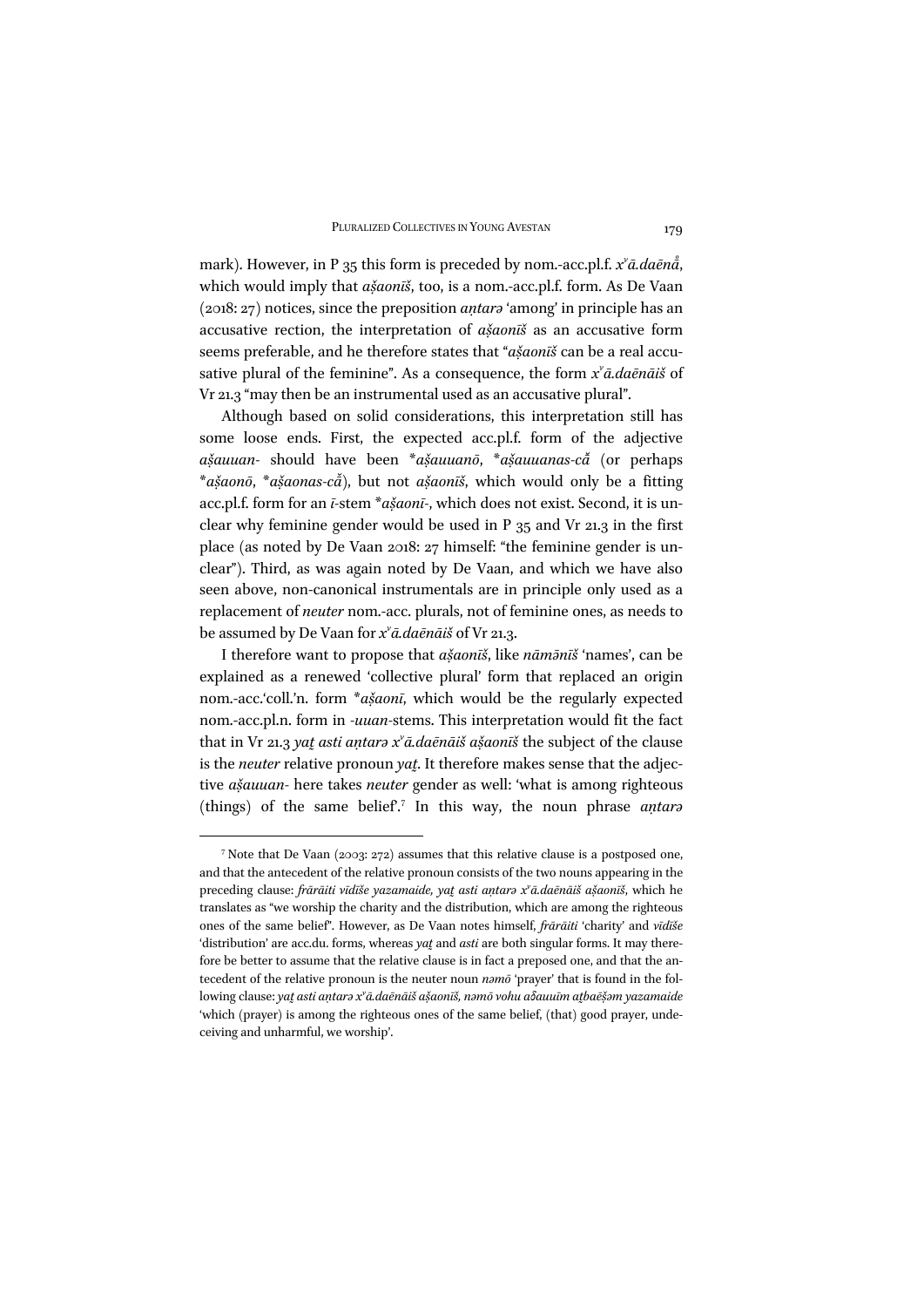mark). However, in P 35 this form is preceded by nom.-acc.pl.f. *x<sup>v</sup>ā.daēnā̊*, which would imply that *aṣ̌aonīš*, too, is a nom.-acc.pl.f. form. As De Vaan (2018: 27) notices, since the preposition *aṇtarə* 'among' in principle has an accusative rection, the interpretation of *aṣ̌aonīš* as an accusative form seems preferable, and he therefore states that "*aṣ̌aonīš* can be a real accusative plural of the feminine". As a consequence, the form *x<sup>v</sup>ā.daēnāiš* of Vr 21.3 "may then be an instrumental used as an accusative plural".

Although based on solid considerations, this interpretation still has some loose ends. First, the expected acc.pl.f. form of the adjective *aṣ̌auuan-* should have been *\*aṣ̌auuanō*, *\*aṣ̌auuanas-cǎ* (or perhaps *\*aṣ̌aonō*, *\*aṣ̌aonas-cǎ*), but not *aṣ̌aonīš*, which would only be a fitting acc.pl.f. form for an *ī*-stem *\*aṣ̌aonī-*, which does not exist. Second, it is unclear why feminine gender would be used in P 35 and Vr 21.3 in the first place (as noted by De Vaan 2018: 27 himself: "the feminine gender is unclear"). Third, as was again noted by De Vaan, and which we have also seen above, non-canonical instrumentals are in principle only used as a replacement of *neuter* nom.-acc. plurals, not of feminine ones, as needs to be assumed by De Vaan for *x<sup>v</sup>ā.daēnāiš* of Vr 21.3.

I therefore want to propose that *aṣ̌aonīš*, like *nāmənīš* 'names', can be explained as a renewed 'collective plural' form that replaced an origin nom.-acc.'coll.'n. form *\*aṣ̌aonī*, which would be the regularly expected nom.-acc.pl.n. form in *-uuan*-stems. This interpretation would fit the fact that in Vr 21.3 *yat̰ asti aṇtarə x<sup>v</sup>ā.daēnāiš aṣ̌aonīš* the subject of the clause is the *neuter* relative pronoun *yat̰*. It therefore makes sense that the adjective *aṣ̌auuan-* here takes *neuter* gender as well: 'what is among righteous (things) of the same belief'.[7] In this way, the noun phrase *aṇtarə*

[7] Note that De Vaan (2003: 272) assumes that this relative clause is a postposed one, and that the antecedent of the relative pronoun consists of the two nouns appearing in the preceding clause: *frārāiti vīdīše yazamaide, yat̰ asti aṇtarə x<sup>v</sup>ā.daēnāiš aṣ̌aonīš*, which he translates as "we worship the charity and the distribution, which are among the righteous ones of the same belief". However, as De Vaan notes himself, *frārāiti* 'charity' and *vīdīše* 'distribution' are acc.du. forms, whereas *yat̰* and *asti* are both singular forms. It may therefore be better to assume that the relative clause is in fact a preposed one, and that the antecedent of the relative pronoun is the neuter noun *nəmō* 'prayer' that is found in the following clause: *yat̰ asti aṇtarə x<sup>v</sup>ā.daēnāiš aṣ̌aonīš, nəmō vohu aδauuīm at̰baēšəm yazamaide* 'which (prayer) is among the righteous ones of the same belief, (that) good prayer, undeceiving and unharmful, we worship'.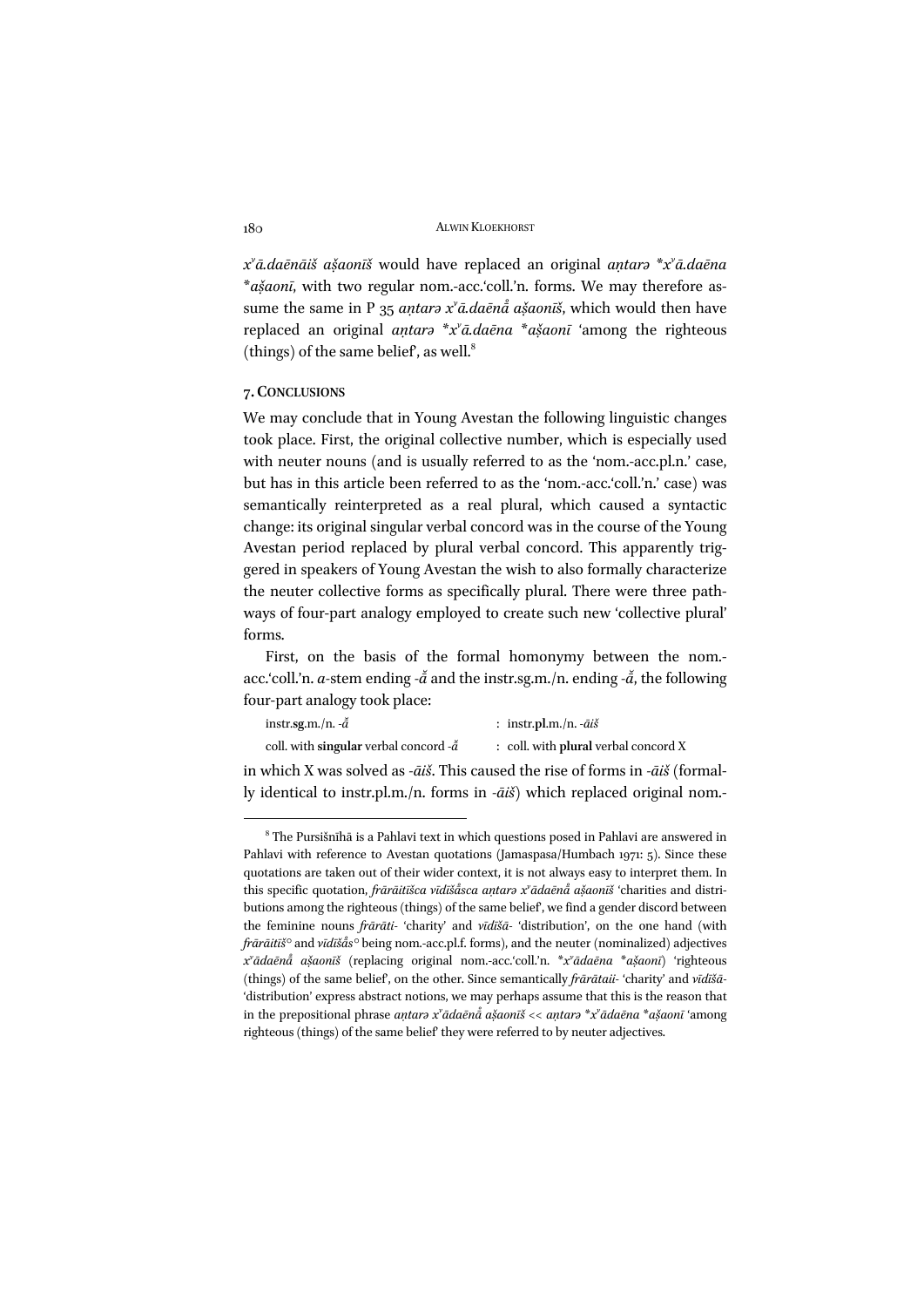*x*ᵛ*ā.daēnāiš aṣ̌aonīš* would have replaced an original *aṇtarə* *\*x*ᵛ*ā.daēna* *\*aṣ̌aonī*, with two regular nom.-acc.'coll.'n. forms. We may therefore assume the same in P 35 *aṇtarə x*ᵛ*ā.daēnā̊ aṣ̌aonīš*, which would then have replaced an original *aṇtarə \*x*ᵛ*ā.daēna \*aṣ̌aonī* 'among the righteous (things) of the same belief', as well.[8]

#### 7. Conclusions

We may conclude that in Young Avestan the following linguistic changes took place. First, the original collective number, which is especially used with neuter nouns (and is usually referred to as the 'nom.-acc.pl.n.' case, but has in this article been referred to as the 'nom.-acc.'coll.'n.' case) was semantically reinterpreted as a real plural, which caused a syntactic change: its original singular verbal concord was in the course of the Young Avestan period replaced by plural verbal concord. This apparently triggered in speakers of Young Avestan the wish to also formally characterize the neuter collective forms as specifically plural. There were three pathways of four-part analogy employed to create such new 'collective plural' forms.

First, on the basis of the formal homonymy between the nom.-acc.'coll.'n. *a*-stem ending *-ā̆* and the instr.sg.m./n. ending *-ā̆*, the following four-part analogy took place:

| | | |
|---|---|---|
| instr.**sg**.m./n. *-ā̆* | : | instr.**pl**.m./n. *-āiš* |
| coll. with **singular** verbal concord *-ā̆* | : | coll. with **plural** verbal concord X |

in which X was solved as *-āiš*. This caused the rise of forms in *-āiš* (formally identical to instr.pl.m./n. forms in *-āiš*) which replaced original nom.-

[8] The Pursišnīhā is a Pahlavi text in which questions posed in Pahlavi are answered in Pahlavi with reference to Avestan quotations (Jamaspasa/Humbach 1971: 5). Since these quotations are taken out of their wider context, it is not always easy to interpret them. In this specific quotation, *frārāitišca vīdīšā̊sca aṇtarə x*ᵛ*ādaēnā̊ aṣ̌aonīš* 'charities and distributions among the righteous (things) of the same belief', we find a gender discord between the feminine nouns *frārāti-* 'charity' and *vīdīšā-* 'distribution', on the one hand (with *frārāitiš°* and *vīdīšā̊s°* being nom.-acc.pl.f. forms), and the neuter (nominalized) adjectives *x*ᵛ*ādaēnā̊ aṣ̌aonīš* (replacing original nom.-acc.'coll.'n. *\*x*ᵛ*ādaēna \*aṣ̌aonī*) 'righteous (things) of the same belief', on the other. Since semantically *frārātaii-* 'charity' and *vīdīšā-* 'distribution' express abstract notions, we may perhaps assume that this is the reason that in the prepositional phrase *aṇtarə x*ᵛ*ādaēnā̊ aṣ̌aonīš* << *aṇtarə \*x*ᵛ*ādaēna \*aṣ̌aonī* 'among righteous (things) of the same belief' they were referred to by neuter adjectives.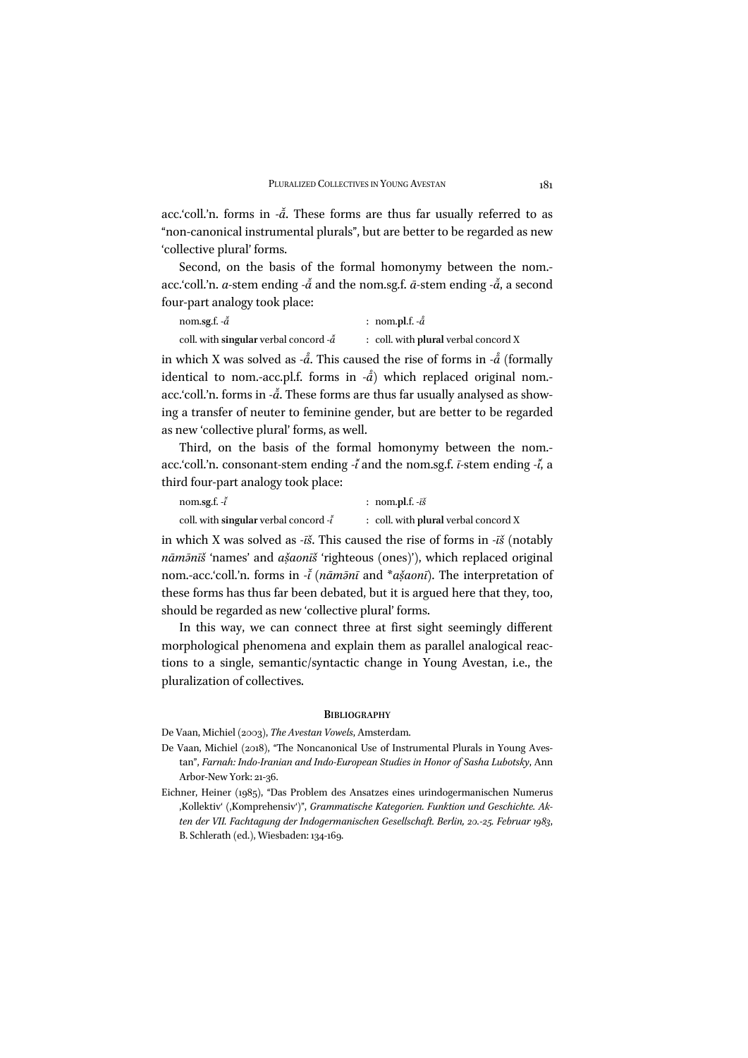acc.'coll.'n. forms in *-ǎ̆*. These forms are thus far usually referred to as "non-canonical instrumental plurals", but are better to be regarded as new 'collective plural' forms.

Second, on the basis of the formal homonymy between the nom.-acc.'coll.'n. *a*-stem ending *-ǎ̆* and the nom.sg.f. *ā*-stem ending *-ǎ̆*, a second four-part analogy took place:

| | |
|---|---|
| nom.**sg**.f. *-ǎ̆* | : nom.**pl**.f. *-å̄* |
| coll. with **singular** verbal concord *-ǎ̆* | : coll. with **plural** verbal concord X |

in which X was solved as *-å̄*. This caused the rise of forms in *-å̄* (formally identical to nom.-acc.pl.f. forms in *-å̄*) which replaced original nom.-acc.'coll.'n. forms in *-ǎ̆*. These forms are thus far usually analysed as showing a transfer of neuter to feminine gender, but are better to be regarded as new 'collective plural' forms, as well.

Third, on the basis of the formal homonymy between the nom.-acc.'coll.'n. consonant-stem ending *-ǐ̆* and the nom.sg.f. *ī*-stem ending *-ǐ̆*, a third four-part analogy took place:

| | |
|---|---|
| nom.**sg**.f. *-ǐ̆* | : nom.**pl**.f. *-īš* |
| coll. with **singular** verbal concord *-ǐ̆* | : coll. with **plural** verbal concord X |

in which X was solved as *-īš*. This caused the rise of forms in *-īš* (notably *nāmǝ̄nīš* 'names' and *aṣ̌aonīš* 'righteous (ones)'), which replaced original nom.-acc.'coll.'n. forms in *-ǐ̆* (*nāmǝ̄nī* and *\*aṣ̌aonī*). The interpretation of these forms has thus far been debated, but it is argued here that they, too, should be regarded as new 'collective plural' forms.

In this way, we can connect three at first sight seemingly different morphological phenomena and explain them as parallel analogical reactions to a single, semantic/syntactic change in Young Avestan, i.e., the pluralization of collectives.

## Bibliography

De Vaan, Michiel (2003), *The Avestan Vowels*, Amsterdam.

De Vaan, Michiel (2018), "The Noncanonical Use of Instrumental Plurals in Young Avestan", *Farnah: Indo-Iranian and Indo-European Studies in Honor of Sasha Lubotsky*, Ann Arbor-New York: 21-36.

Eichner, Heiner (1985), "Das Problem des Ansatzes eines urindogermanischen Numerus ‚Kollektiv' (‚Komprehensiv')", *Grammatische Kategorien. Funktion und Geschichte. Akten der VII. Fachtagung der Indogermanischen Gesellschaft. Berlin, 20.-25. Februar 1983*, B. Schlerath (ed.), Wiesbaden: 134-169.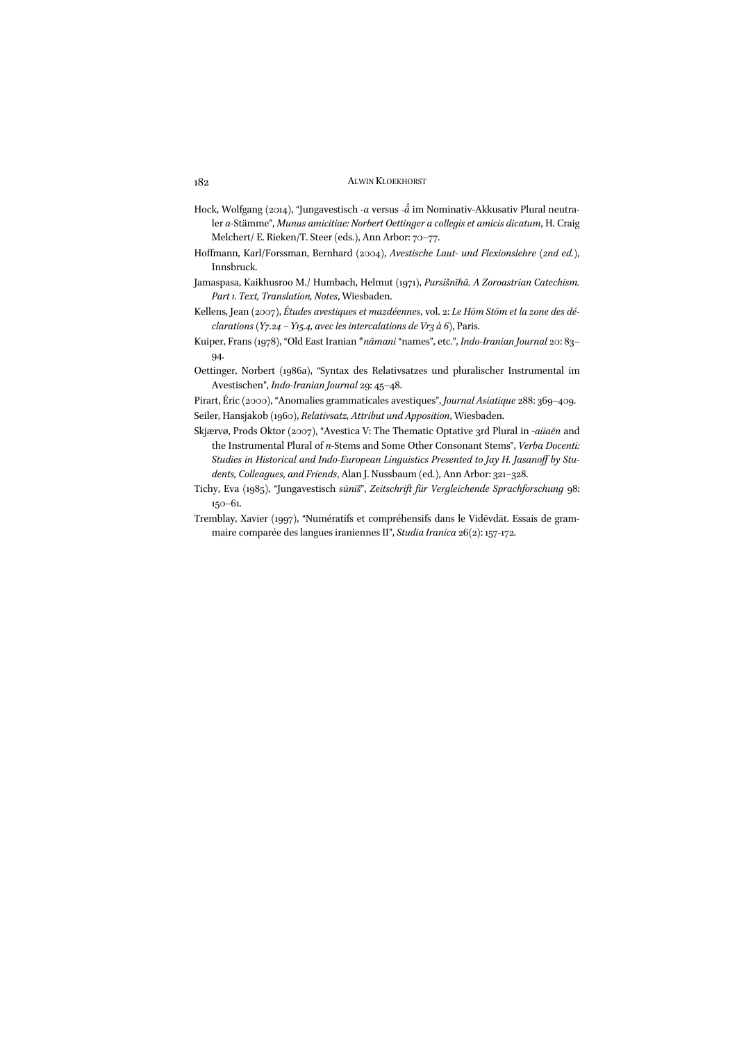Hock, Wolfgang (2014), "Jungavestisch *-a* versus *-ā̊* im Nominativ-Akkusativ Plural neutraler *a*-Stämme", *Munus amicitiae: Norbert Oettinger a collegis et amicis dicatum*, H. Craig Melchert/ E. Rieken/T. Steer (eds.), Ann Arbor: 70–77.

Hoffmann, Karl/Forssman, Bernhard (2004), *Avestische Laut- und Flexionslehre* (*2nd ed.*), Innsbruck.

Jamaspasa, Kaikhusroo M./ Humbach, Helmut (1971), *Pursišnīhā. A Zoroastrian Catechism. Part 1. Text, Translation, Notes*, Wiesbaden.

Kellens, Jean (2007), *Études avestiques et mazdéennes*, vol. 2: *Le Hōm Stōm et la zone des déclarations* (*Y7.24 – Y15.4, avec les intercalations de Vr3 à 6*), Paris.

Kuiper, Frans (1978), "Old East Iranian \**nāmani* "names", etc.", *Indo-Iranian Journal* 20: 83–94.

Oettinger, Norbert (1986a), "Syntax des Relativsatzes und pluralischer Instrumental im Avestischen", *Indo-Iranian Journal* 29: 45–48.

Pirart, Éric (2000), "Anomalies grammaticales avestiques", *Journal Asiatique* 288: 369–409.

Seiler, Hansjakob (1960), *Relativsatz, Attribut und Apposition*, Wiesbaden.

Skjærvø, Prods Oktor (2007), "Avestica V: The Thematic Optative 3rd Plural in *-aiiaēn* and the Instrumental Plural of *n*-Stems and Some Other Consonant Stems", *Verba Docenti: Studies in Historical and Indo-European Linguistics Presented to Jay H. Jasanoff by Students, Colleagues, and Friends*, Alan J. Nussbaum (ed.), Ann Arbor: 321–328.

Tichy, Eva (1985), "Jungavestisch *sūnīš*", *Zeitschrift für Vergleichende Sprachforschung* 98: 150–61.

Tremblay, Xavier (1997), "Numératifs et compréhensifs dans le Vidēvdāt. Essais de grammaire comparée des langues iraniennes II", *Studia Iranica* 26(2): 157-172.